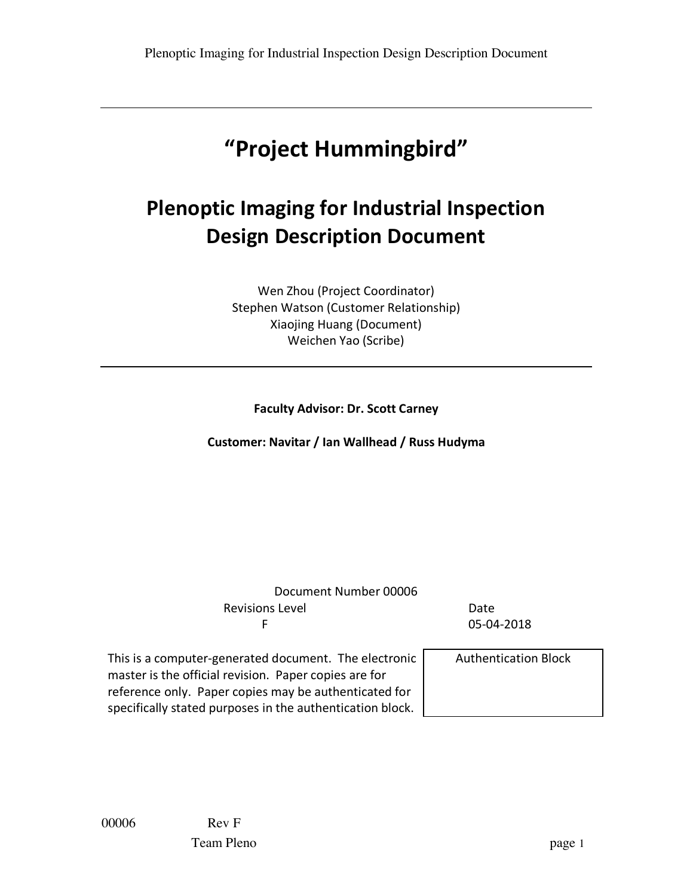# "Project Hummingbird"

# Plenoptic Imaging for Industrial Inspection Design Description Document

Wen Zhou (Project Coordinator)
Stephen Watson (Customer Relationship)
Xiaojing Huang (Document)
Weichen Yao (Scribe)

---

**Faculty Advisor: Dr. Scott Carney**

**Customer: Navitar / Ian Wallhead / Russ Hudyma**

Document Number 00006

| Revisions Level | Date |
| --- | --- |
| F | 05-04-2018 |

| | |
| --- | --- |
| This is a computer-generated document. The electronic master is the official revision. Paper copies are for reference only. Paper copies may be authenticated for specifically stated purposes in the authentication block. | Authentication Block |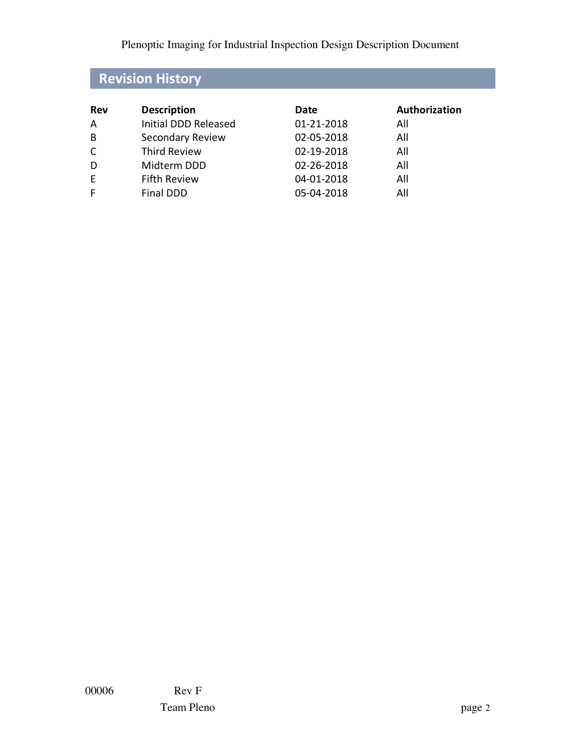## Revision History

| Rev | Description | Date | Authorization |
|---|---|---|---|
| A | Initial DDD Released | 01-21-2018 | All |
| B | Secondary Review | 02-05-2018 | All |
| C | Third Review | 02-19-2018 | All |
| D | Midterm DDD | 02-26-2018 | All |
| E | Fifth Review | 04-01-2018 | All |
| F | Final DDD | 05-04-2018 | All |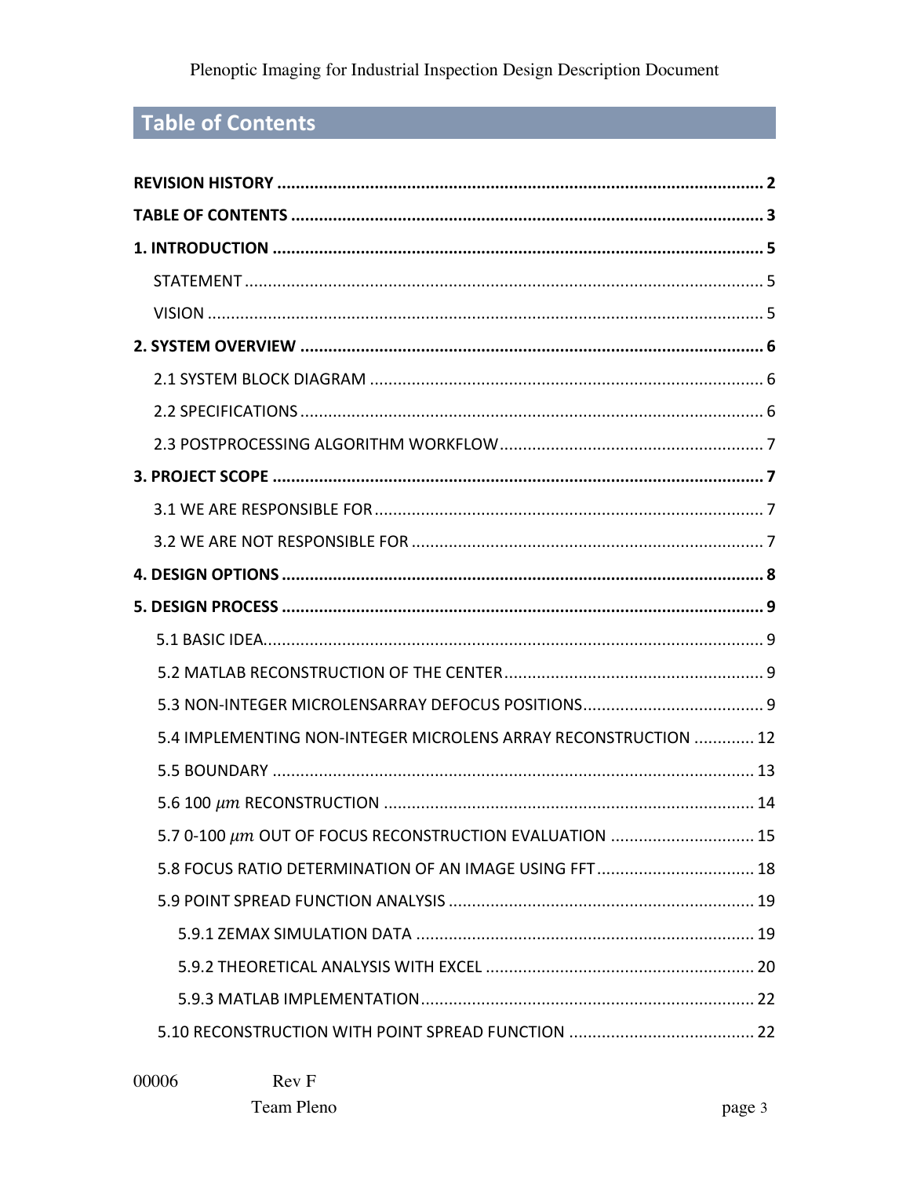## Table of Contents

**REVISION HISTORY** ........................................................................................................ **2**

**TABLE OF CONTENTS** ..................................................................................................... **3**

**1. INTRODUCTION** ......................................................................................................... **5**

- STATEMENT ................................................................................................................ 5
- VISION ........................................................................................................................ 5

**2. SYSTEM OVERVIEW** .................................................................................................... **6**

- 2.1 SYSTEM BLOCK DIAGRAM ..................................................................................... 6
- 2.2 SPECIFICATIONS .................................................................................................... 6
- 2.3 POSTPROCESSING ALGORITHM WORKFLOW ......................................................... 7

**3. PROJECT SCOPE** ......................................................................................................... **7**

- 3.1 WE ARE RESPONSIBLE FOR .................................................................................... 7
- 3.2 WE ARE NOT RESPONSIBLE FOR ............................................................................ 7

**4. DESIGN OPTIONS** ....................................................................................................... **8**

**5. DESIGN PROCESS** ....................................................................................................... **9**

- 5.1 BASIC IDEA ............................................................................................................ 9
- 5.2 MATLAB RECONSTRUCTION OF THE CENTER ........................................................ 9
- 5.3 NON-INTEGER MICROLENSARRAY DEFOCUS POSITIONS ....................................... 9
- 5.4 IMPLEMENTING NON-INTEGER MICROLENS ARRAY RECONSTRUCTION ............. 12
- 5.5 BOUNDARY ......................................................................................................... 13
- 5.6 100 $\mu m$ RECONSTRUCTION ............................................................................... 14
- 5.7 0-100 $\mu m$ OUT OF FOCUS RECONSTRUCTION EVALUATION ............................... 15
- 5.8 FOCUS RATIO DETERMINATION OF AN IMAGE USING FFT .................................. 18
- 5.9 POINT SPREAD FUNCTION ANALYSIS ................................................................. 19
  - 5.9.1 ZEMAX SIMULATION DATA ........................................................................ 19
  - 5.9.2 THEORETICAL ANALYSIS WITH EXCEL .......................................................... 20
  - 5.9.3 MATLAB IMPLEMENTATION ....................................................................... 22
- 5.10 RECONSTRUCTION WITH POINT SPREAD FUNCTION ........................................ 22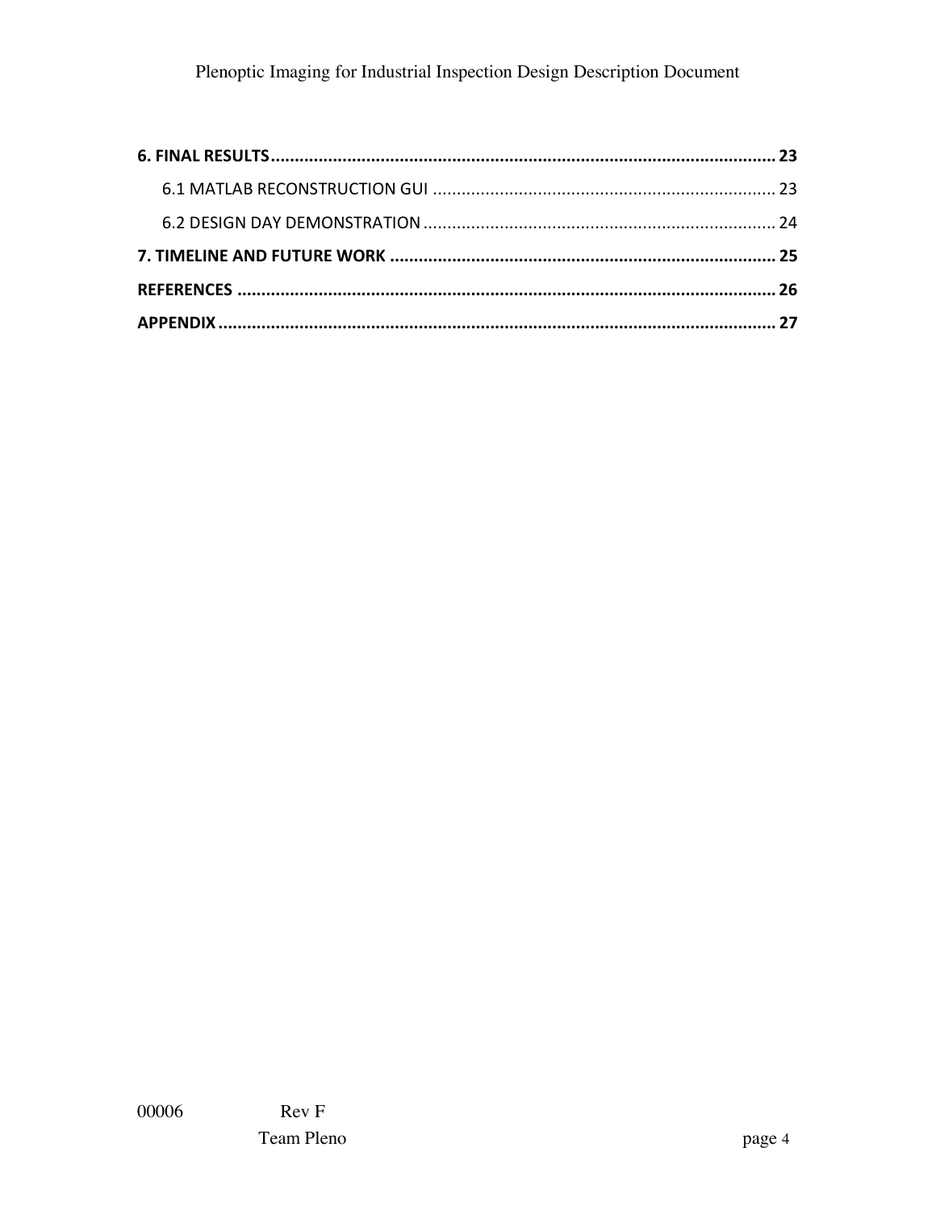**6. FINAL RESULTS** .......... **23**

6.1 MATLAB RECONSTRUCTION GUI .......... 23

6.2 DESIGN DAY DEMONSTRATION .......... 24

**7. TIMELINE AND FUTURE WORK** .......... **25**

**REFERENCES** .......... **26**

**APPENDIX** .......... **27**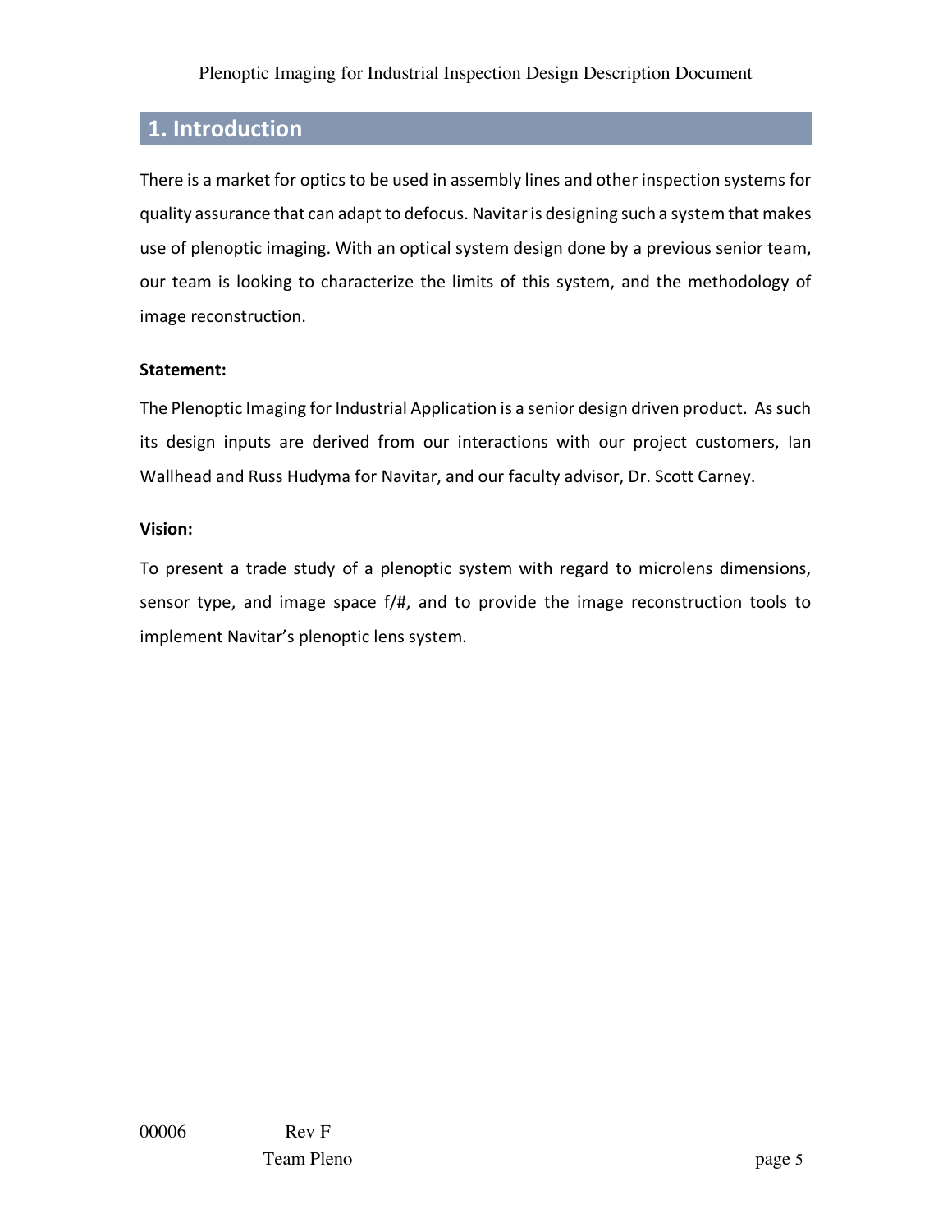# 1. Introduction

There is a market for optics to be used in assembly lines and other inspection systems for quality assurance that can adapt to defocus. Navitar is designing such a system that makes use of plenoptic imaging. With an optical system design done by a previous senior team, our team is looking to characterize the limits of this system, and the methodology of image reconstruction.

**Statement:**

The Plenoptic Imaging for Industrial Application is a senior design driven product. As such its design inputs are derived from our interactions with our project customers, Ian Wallhead and Russ Hudyma for Navitar, and our faculty advisor, Dr. Scott Carney.

**Vision:**

To present a trade study of a plenoptic system with regard to microlens dimensions, sensor type, and image space f/#, and to provide the image reconstruction tools to implement Navitar's plenoptic lens system.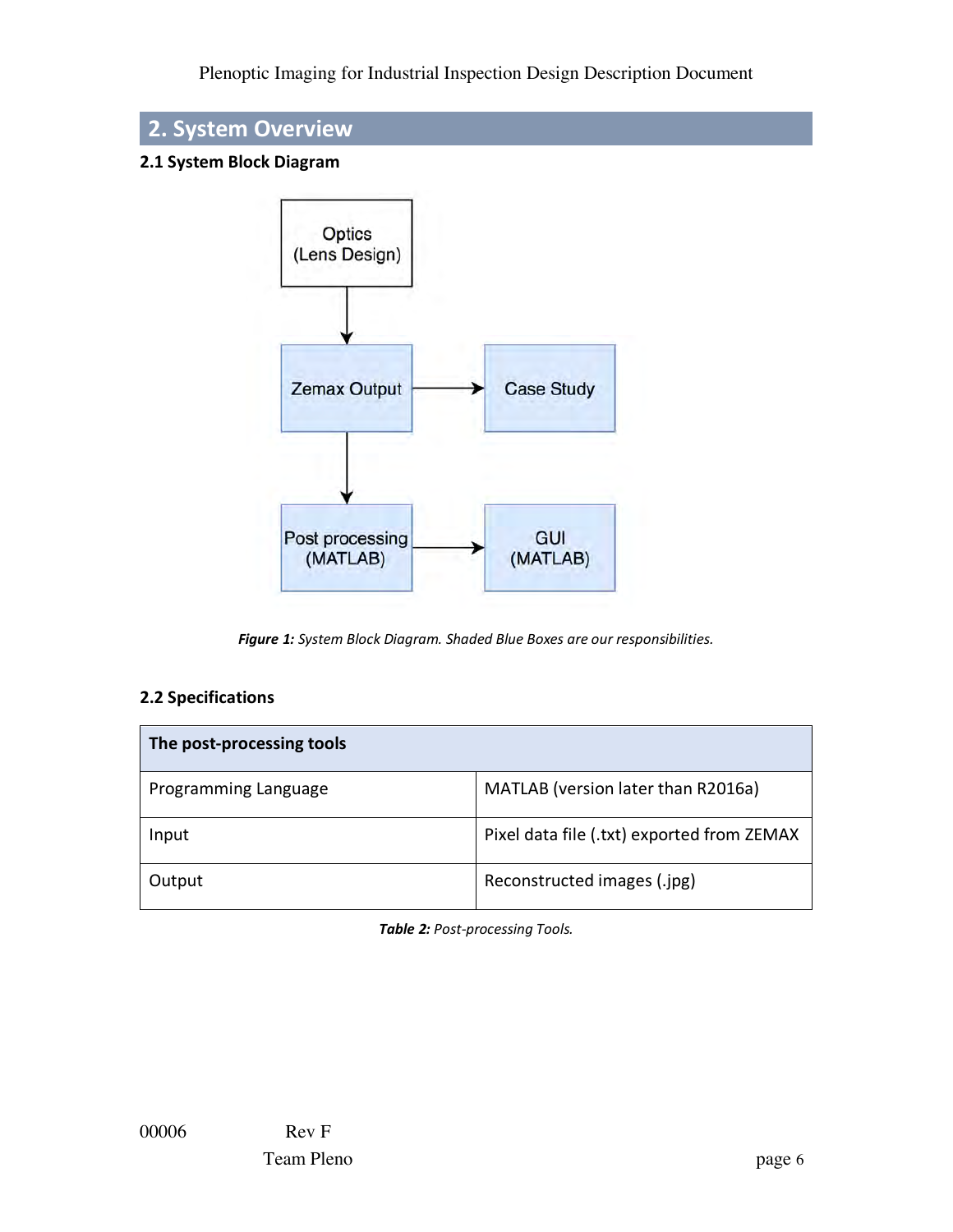# 2. System Overview

## 2.1 System Block Diagram

Optics (Lens Design)

Zemax Output

Case Study

Post processing (MATLAB)

GUI (MATLAB)

***Figure 1:*** *System Block Diagram. Shaded Blue Boxes are our responsibilities.*

## 2.2 Specifications

| **The post-processing tools** | |
|---|---|
| Programming Language | MATLAB (version later than R2016a) |
| Input | Pixel data file (.txt) exported from ZEMAX |
| Output | Reconstructed images (.jpg) |

***Table 2:*** *Post-processing Tools.*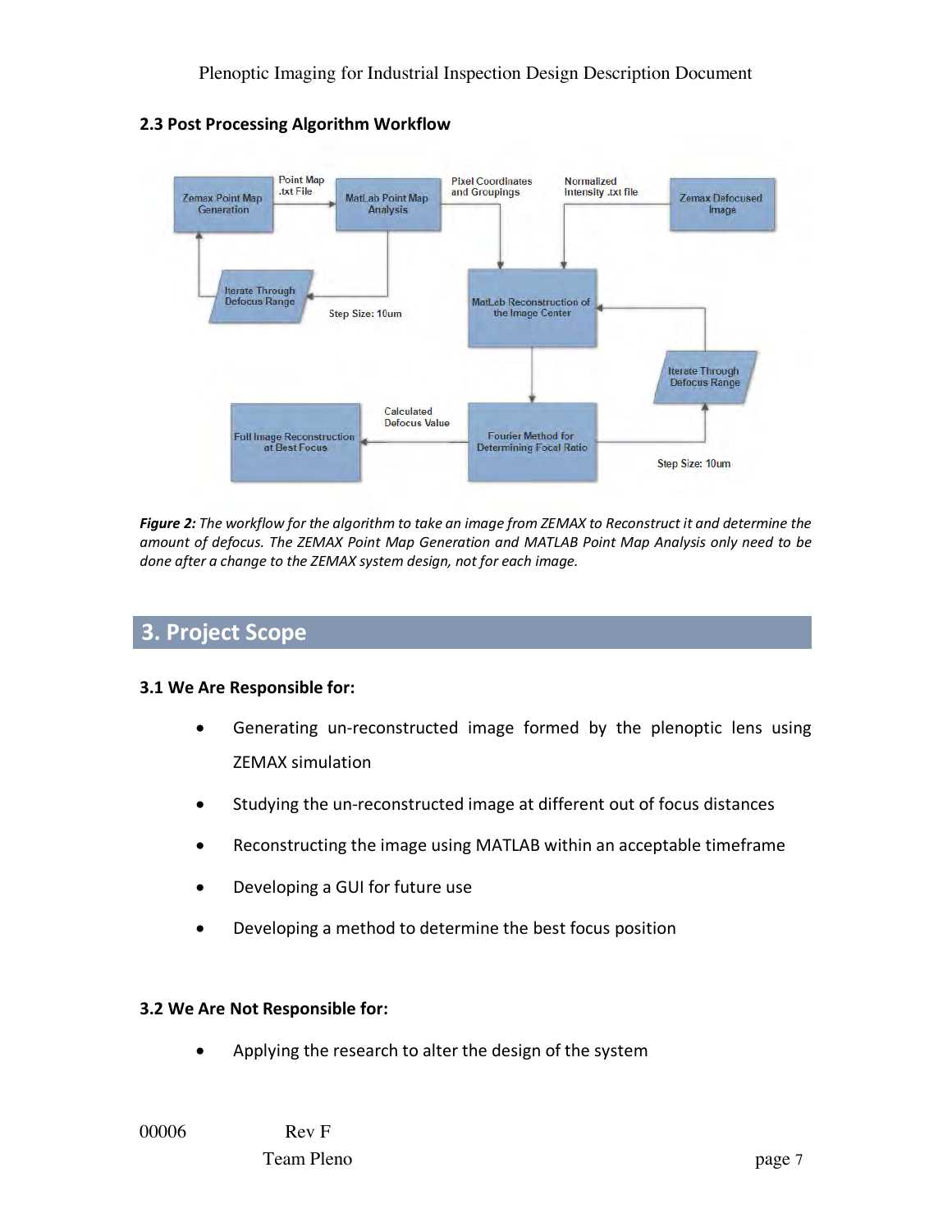### 2.3 Post Processing Algorithm Workflow

*__Figure 2:__ The workflow for the algorithm to take an image from ZEMAX to Reconstruct it and determine the amount of defocus. The ZEMAX Point Map Generation and MATLAB Point Map Analysis only need to be done after a change to the ZEMAX system design, not for each image.*

## 3. Project Scope

### 3.1 We Are Responsible for:

- Generating un-reconstructed image formed by the plenoptic lens using ZEMAX simulation
- Studying the un-reconstructed image at different out of focus distances
- Reconstructing the image using MATLAB within an acceptable timeframe
- Developing a GUI for future use
- Developing a method to determine the best focus position

### 3.2 We Are Not Responsible for:

- Applying the research to alter the design of the system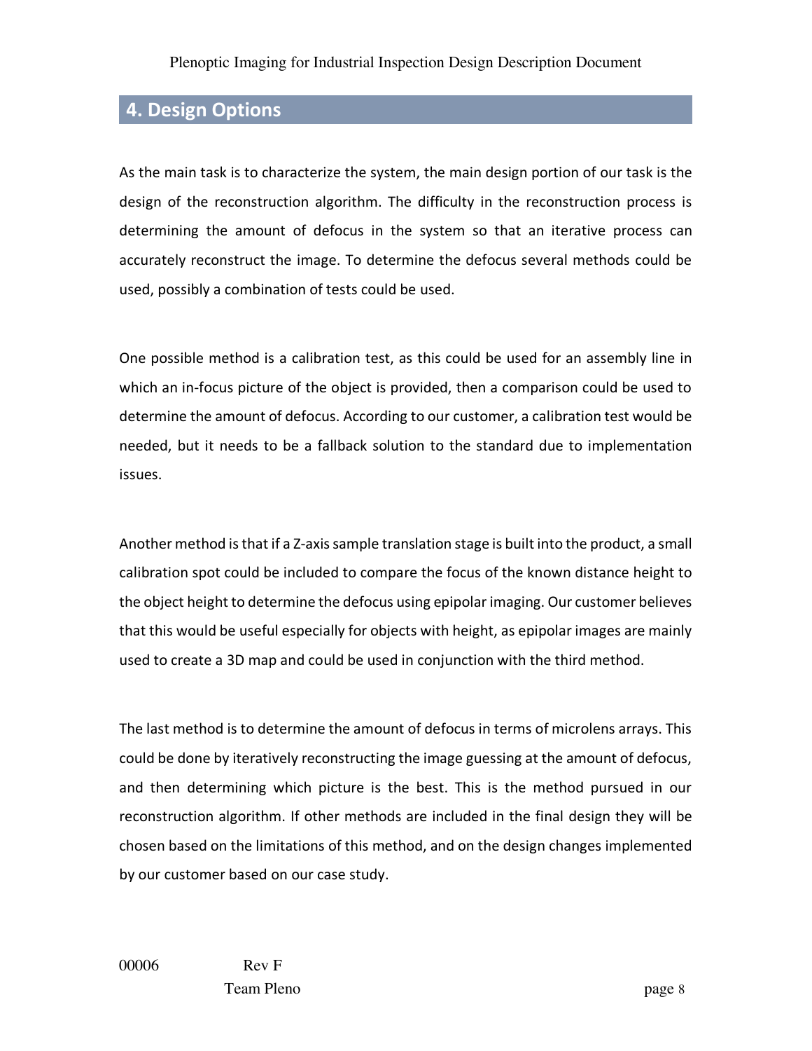## 4. Design Options

As the main task is to characterize the system, the main design portion of our task is the design of the reconstruction algorithm. The difficulty in the reconstruction process is determining the amount of defocus in the system so that an iterative process can accurately reconstruct the image. To determine the defocus several methods could be used, possibly a combination of tests could be used.

One possible method is a calibration test, as this could be used for an assembly line in which an in-focus picture of the object is provided, then a comparison could be used to determine the amount of defocus. According to our customer, a calibration test would be needed, but it needs to be a fallback solution to the standard due to implementation issues.

Another method is that if a Z-axis sample translation stage is built into the product, a small calibration spot could be included to compare the focus of the known distance height to the object height to determine the defocus using epipolar imaging. Our customer believes that this would be useful especially for objects with height, as epipolar images are mainly used to create a 3D map and could be used in conjunction with the third method.

The last method is to determine the amount of defocus in terms of microlens arrays. This could be done by iteratively reconstructing the image guessing at the amount of defocus, and then determining which picture is the best. This is the method pursued in our reconstruction algorithm. If other methods are included in the final design they will be chosen based on the limitations of this method, and on the design changes implemented by our customer based on our case study.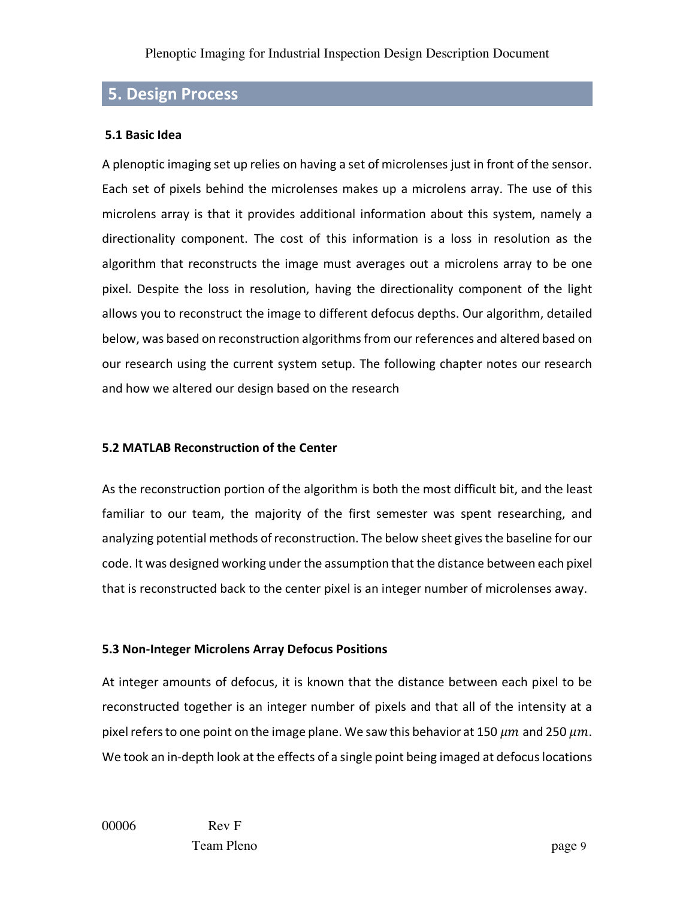## 5. Design Process

### 5.1 Basic Idea

A plenoptic imaging set up relies on having a set of microlenses just in front of the sensor. Each set of pixels behind the microlenses makes up a microlens array. The use of this microlens array is that it provides additional information about this system, namely a directionality component. The cost of this information is a loss in resolution as the algorithm that reconstructs the image must averages out a microlens array to be one pixel. Despite the loss in resolution, having the directionality component of the light allows you to reconstruct the image to different defocus depths. Our algorithm, detailed below, was based on reconstruction algorithms from our references and altered based on our research using the current system setup. The following chapter notes our research and how we altered our design based on the research

### 5.2 MATLAB Reconstruction of the Center

As the reconstruction portion of the algorithm is both the most difficult bit, and the least familiar to our team, the majority of the first semester was spent researching, and analyzing potential methods of reconstruction. The below sheet gives the baseline for our code. It was designed working under the assumption that the distance between each pixel that is reconstructed back to the center pixel is an integer number of microlenses away.

### 5.3 Non-Integer Microlens Array Defocus Positions

At integer amounts of defocus, it is known that the distance between each pixel to be reconstructed together is an integer number of pixels and that all of the intensity at a pixel refers to one point on the image plane. We saw this behavior at 150 $\mu m$ and 250 $\mu m$. We took an in-depth look at the effects of a single point being imaged at defocus locations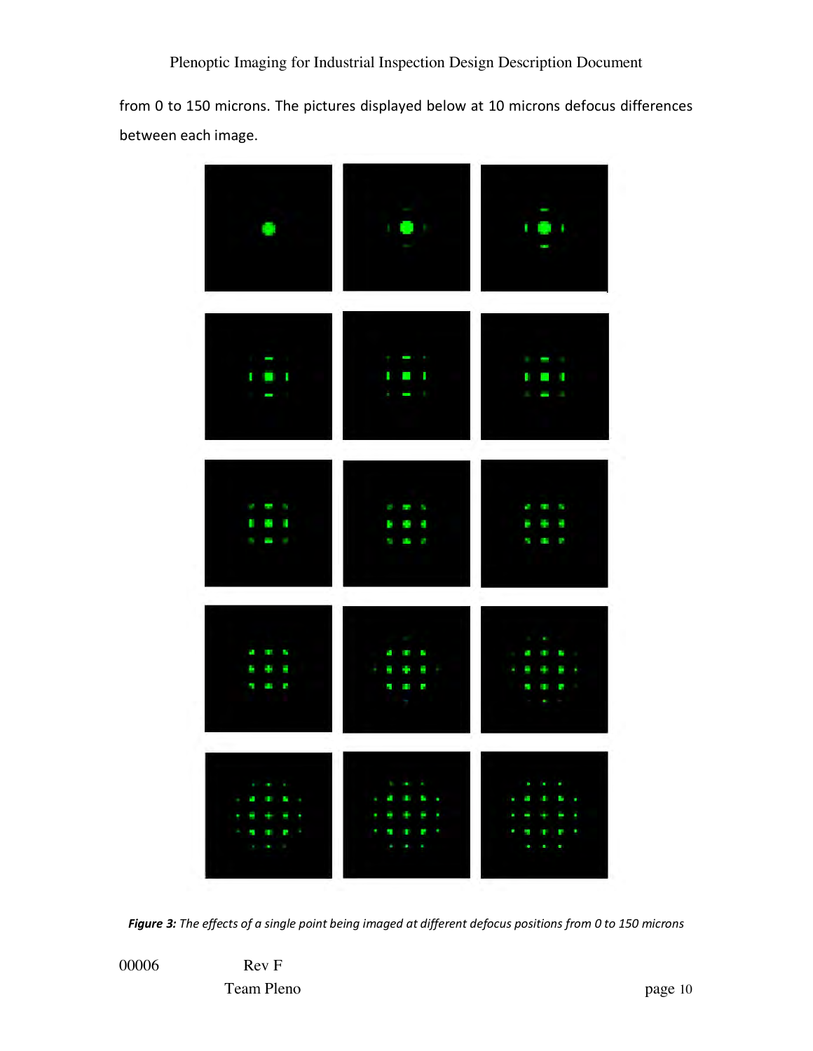from 0 to 150 microns. The pictures displayed below at 10 microns defocus differences between each image.

***Figure 3:*** *The effects of a single point being imaged at different defocus positions from 0 to 150 microns*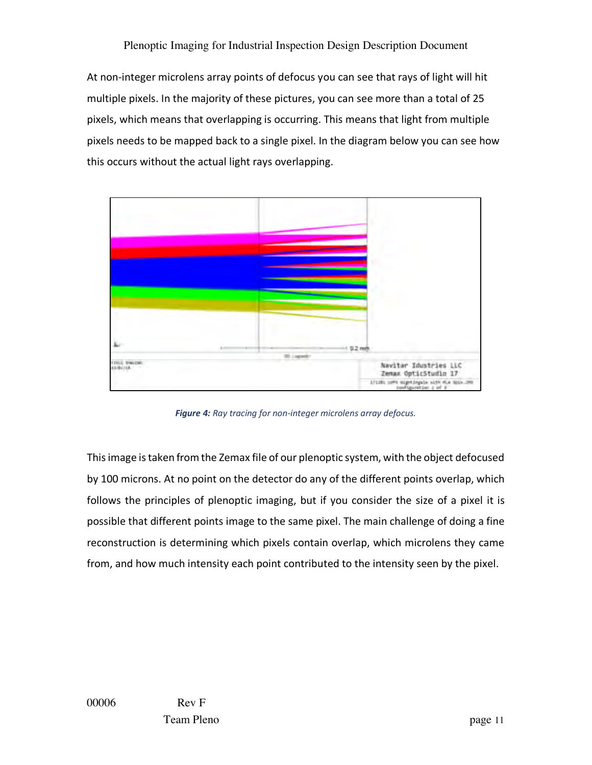At non-integer microlens array points of defocus you can see that rays of light will hit multiple pixels. In the majority of these pictures, you can see more than a total of 25 pixels, which means that overlapping is occurring. This means that light from multiple pixels needs to be mapped back to a single pixel. In the diagram below you can see how this occurs without the actual light rays overlapping.

***Figure 4:*** *Ray tracing for non-integer microlens array defocus.*

This image is taken from the Zemax file of our plenoptic system, with the object defocused by 100 microns. At no point on the detector do any of the different points overlap, which follows the principles of plenoptic imaging, but if you consider the size of a pixel it is possible that different points image to the same pixel. The main challenge of doing a fine reconstruction is determining which pixels contain overlap, which microlens they came from, and how much intensity each point contributed to the intensity seen by the pixel.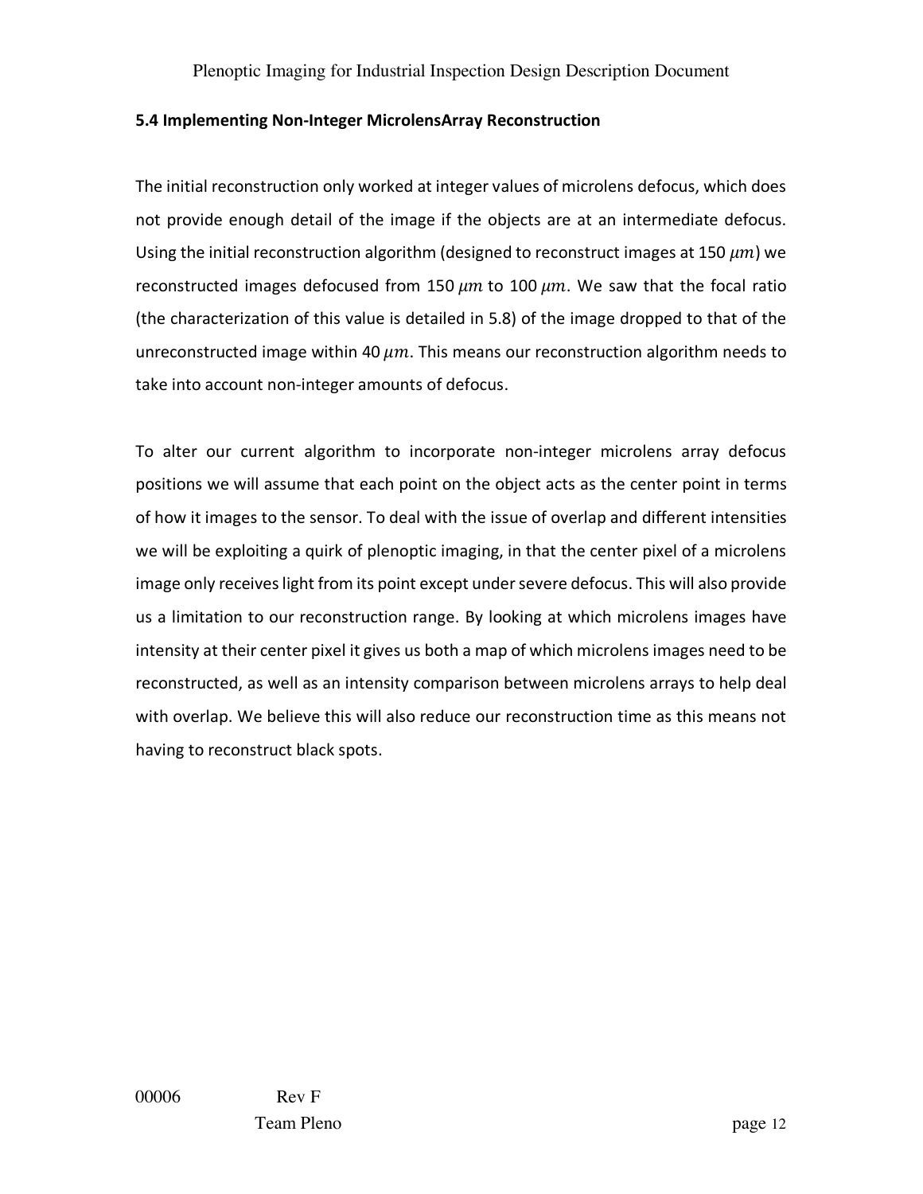### 5.4 Implementing Non-Integer MicrolensArray Reconstruction

The initial reconstruction only worked at integer values of microlens defocus, which does not provide enough detail of the image if the objects are at an intermediate defocus. Using the initial reconstruction algorithm (designed to reconstruct images at 150 $\mu m$) we reconstructed images defocused from 150 $\mu m$ to 100 $\mu m$. We saw that the focal ratio (the characterization of this value is detailed in 5.8) of the image dropped to that of the unreconstructed image within 40 $\mu m$. This means our reconstruction algorithm needs to take into account non-integer amounts of defocus.

To alter our current algorithm to incorporate non-integer microlens array defocus positions we will assume that each point on the object acts as the center point in terms of how it images to the sensor. To deal with the issue of overlap and different intensities we will be exploiting a quirk of plenoptic imaging, in that the center pixel of a microlens image only receives light from its point except under severe defocus. This will also provide us a limitation to our reconstruction range. By looking at which microlens images have intensity at their center pixel it gives us both a map of which microlens images need to be reconstructed, as well as an intensity comparison between microlens arrays to help deal with overlap. We believe this will also reduce our reconstruction time as this means not having to reconstruct black spots.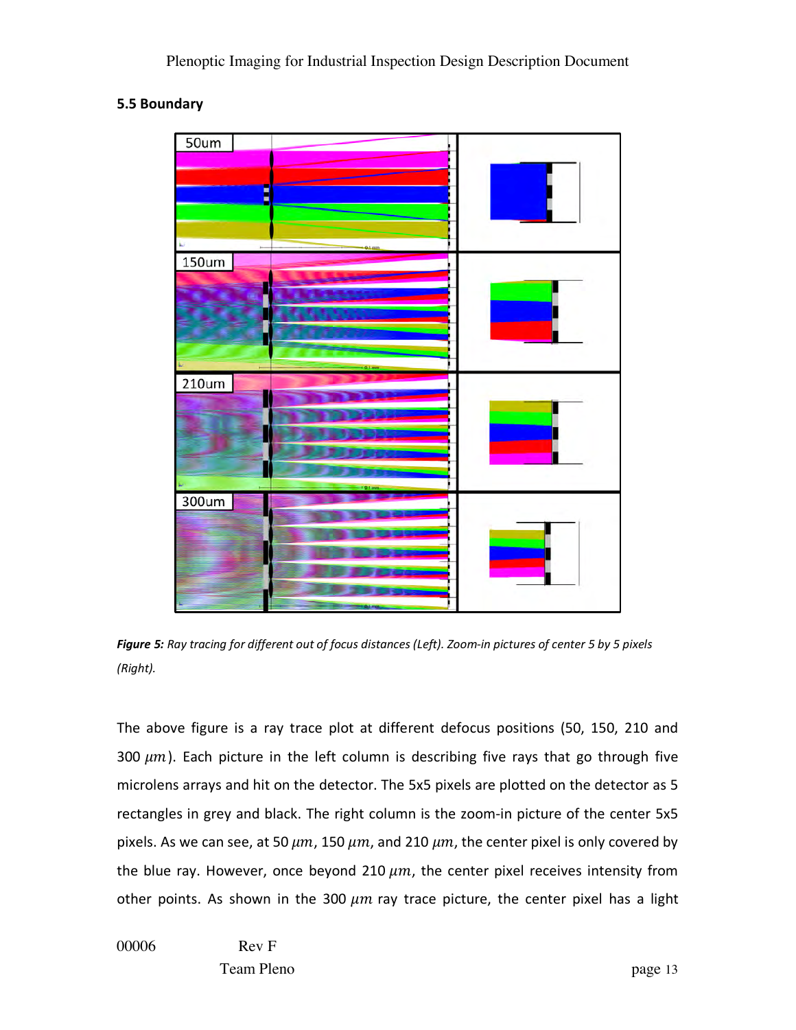### 5.5 Boundary

*Figure 5: Ray tracing for different out of focus distances (Left). Zoom-in pictures of center 5 by 5 pixels (Right).*

The above figure is a ray trace plot at different defocus positions (50, 150, 210 and 300 $\mu m$). Each picture in the left column is describing five rays that go through five microlens arrays and hit on the detector. The 5x5 pixels are plotted on the detector as 5 rectangles in grey and black. The right column is the zoom-in picture of the center 5x5 pixels. As we can see, at 50 $\mu m$, 150 $\mu m$, and 210 $\mu m$, the center pixel is only covered by the blue ray. However, once beyond 210 $\mu m$, the center pixel receives intensity from other points. As shown in the 300 $\mu m$ ray trace picture, the center pixel has a light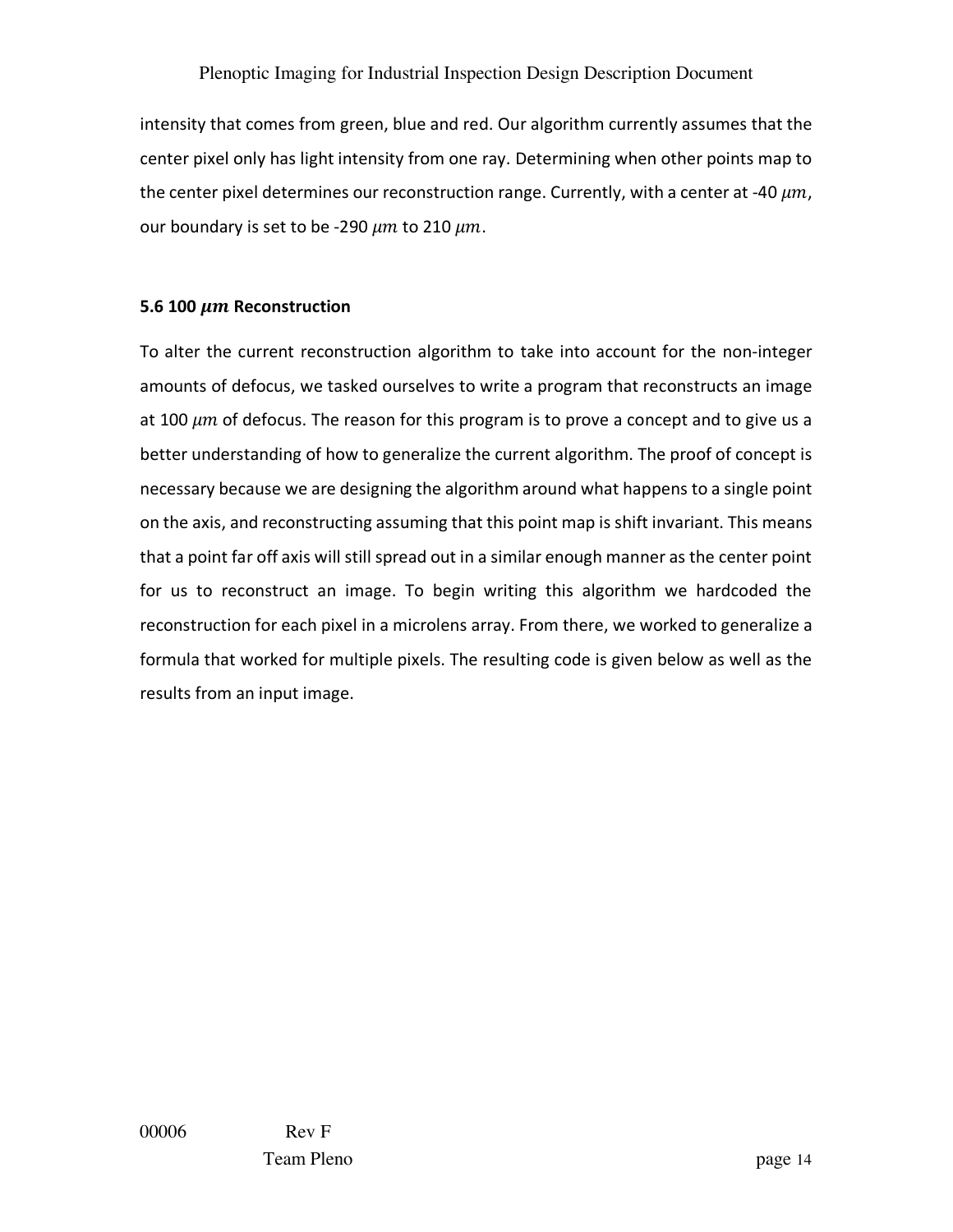intensity that comes from green, blue and red. Our algorithm currently assumes that the center pixel only has light intensity from one ray. Determining when other points map to the center pixel determines our reconstruction range. Currently, with a center at -40 $\mu m$, our boundary is set to be -290 $\mu m$ to 210 $\mu m$.

### 5.6 100 $\mu m$ Reconstruction

To alter the current reconstruction algorithm to take into account for the non-integer amounts of defocus, we tasked ourselves to write a program that reconstructs an image at 100 $\mu m$ of defocus. The reason for this program is to prove a concept and to give us a better understanding of how to generalize the current algorithm. The proof of concept is necessary because we are designing the algorithm around what happens to a single point on the axis, and reconstructing assuming that this point map is shift invariant. This means that a point far off axis will still spread out in a similar enough manner as the center point for us to reconstruct an image. To begin writing this algorithm we hardcoded the reconstruction for each pixel in a microlens array. From there, we worked to generalize a formula that worked for multiple pixels. The resulting code is given below as well as the results from an input image.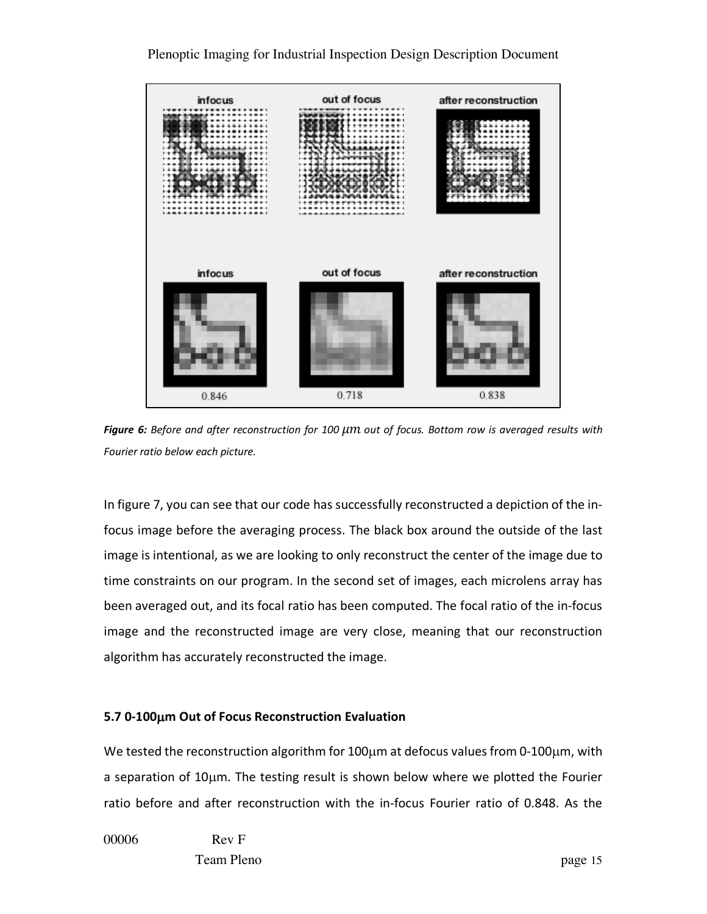*Figure 6:* *Before and after reconstruction for 100 μm out of focus. Bottom row is averaged results with Fourier ratio below each picture.*

In figure 7, you can see that our code has successfully reconstructed a depiction of the in-focus image before the averaging process. The black box around the outside of the last image is intentional, as we are looking to only reconstruct the center of the image due to time constraints on our program. In the second set of images, each microlens array has been averaged out, and its focal ratio has been computed. The focal ratio of the in-focus image and the reconstructed image are very close, meaning that our reconstruction algorithm has accurately reconstructed the image.

### 5.7 0-100μm Out of Focus Reconstruction Evaluation

We tested the reconstruction algorithm for 100μm at defocus values from 0-100μm, with a separation of 10μm. The testing result is shown below where we plotted the Fourier ratio before and after reconstruction with the in-focus Fourier ratio of 0.848. As the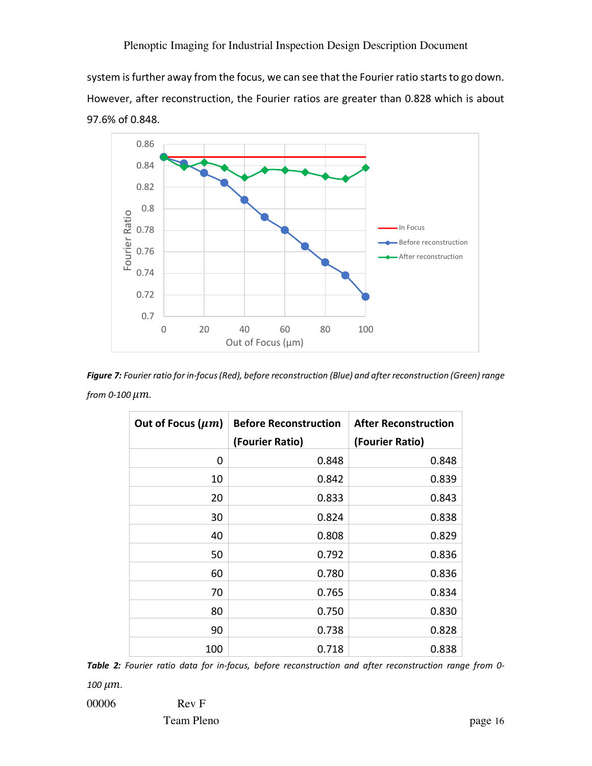system is further away from the focus, we can see that the Fourier ratio starts to go down. However, after reconstruction, the Fourier ratios are greater than 0.828 which is about 97.6% of 0.848.

***Figure 7:*** *Fourier ratio for in-focus (Red), before reconstruction (Blue) and after reconstruction (Green) range from 0-100* $\mu m$.

| Out of Focus ($\mu m$) | Before Reconstruction (Fourier Ratio) | After Reconstruction (Fourier Ratio) |
|---:|---:|---:|
| 0 | 0.848 | 0.848 |
| 10 | 0.842 | 0.839 |
| 20 | 0.833 | 0.843 |
| 30 | 0.824 | 0.838 |
| 40 | 0.808 | 0.829 |
| 50 | 0.792 | 0.836 |
| 60 | 0.780 | 0.836 |
| 70 | 0.765 | 0.834 |
| 80 | 0.750 | 0.830 |
| 90 | 0.738 | 0.828 |
| 100 | 0.718 | 0.838 |

***Table 2:*** *Fourier ratio data for in-focus, before reconstruction and after reconstruction range from 0-100* $\mu m$.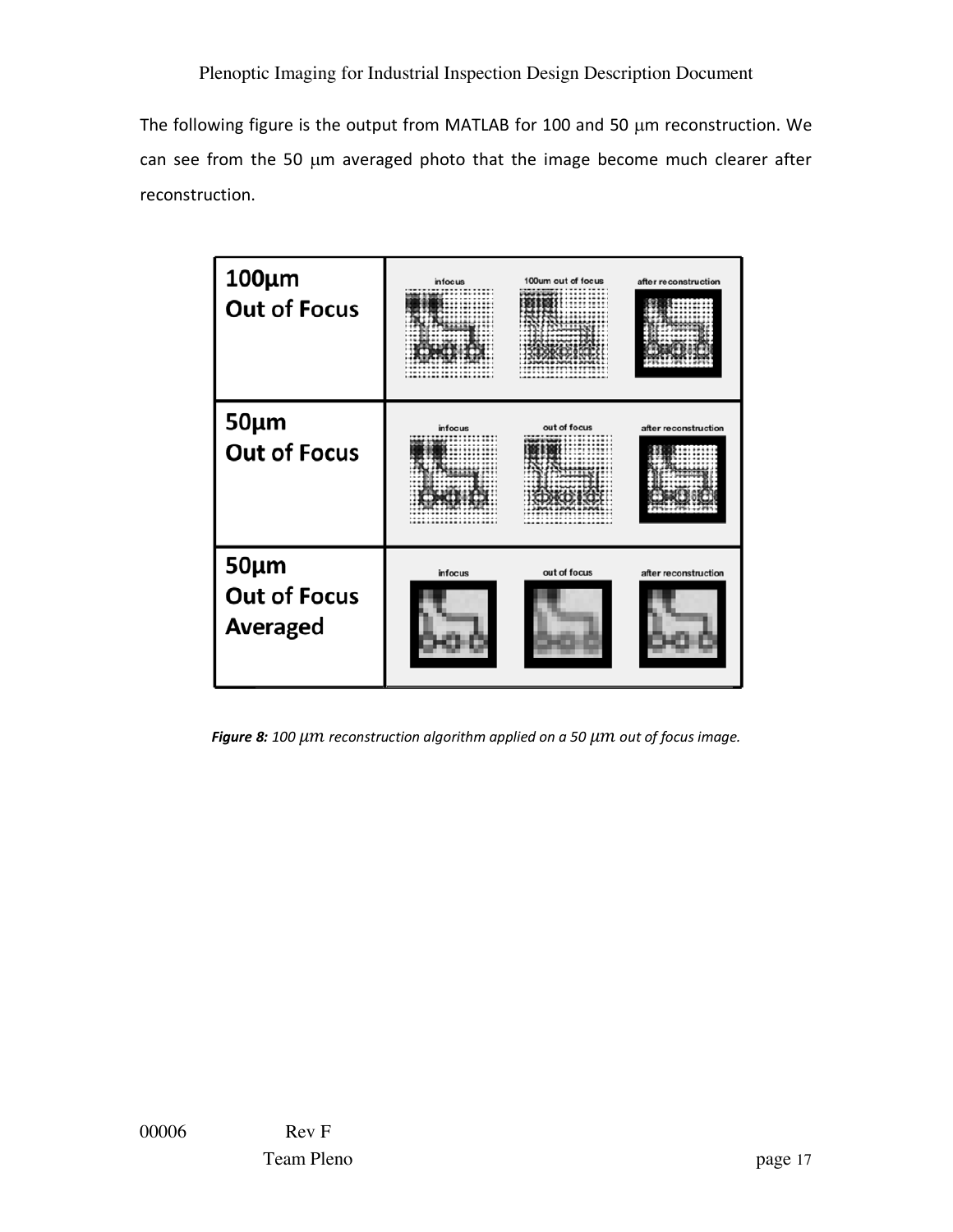The following figure is the output from MATLAB for 100 and 50 μm reconstruction. We can see from the 50 μm averaged photo that the image become much clearer after reconstruction.

| | |
|---|---|
| **100μm Out of Focus** | |
| **50μm Out of Focus** | |
| **50μm Out of Focus Averaged** | |

***Figure 8:*** *100 μm reconstruction algorithm applied on a 50 μm out of focus image.*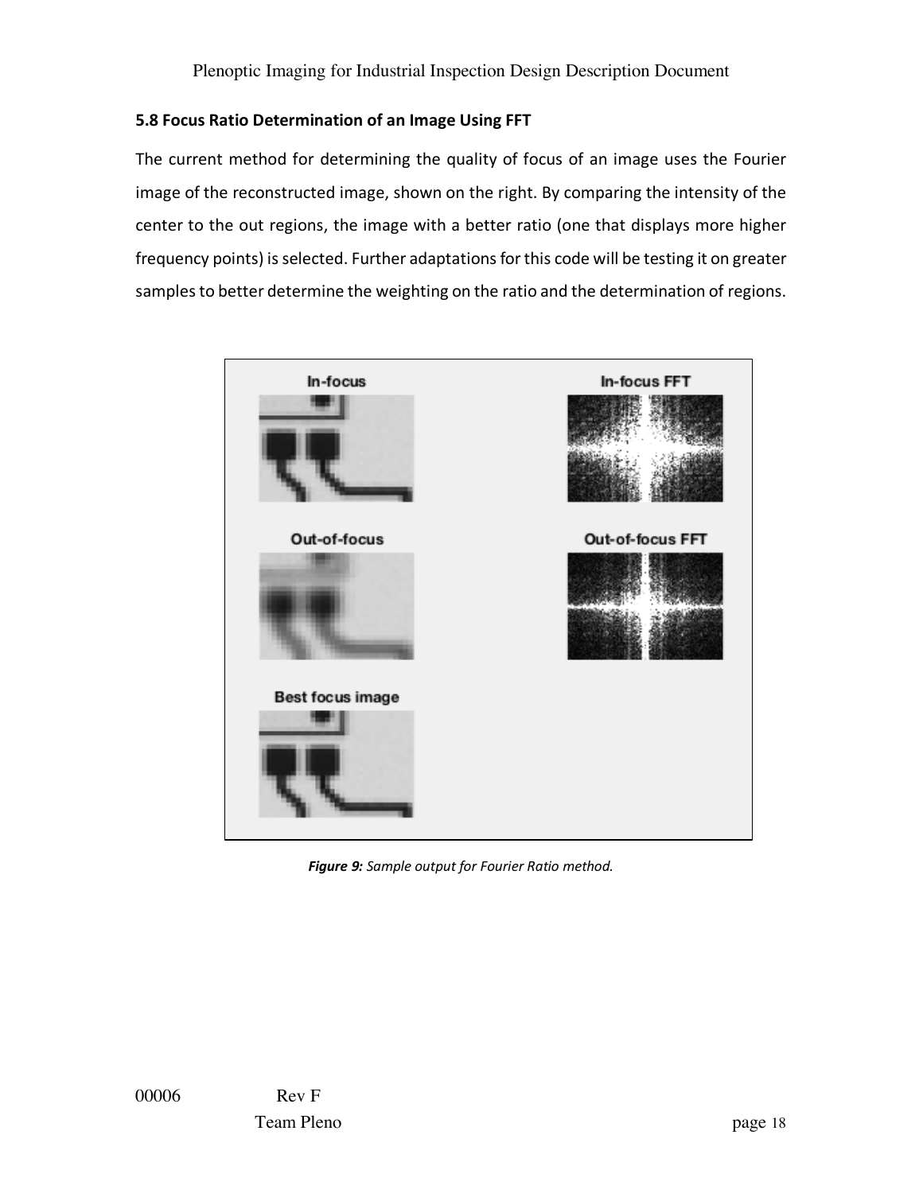## 5.8 Focus Ratio Determination of an Image Using FFT

The current method for determining the quality of focus of an image uses the Fourier image of the reconstructed image, shown on the right. By comparing the intensity of the center to the out regions, the image with a better ratio (one that displays more higher frequency points) is selected. Further adaptations for this code will be testing it on greater samples to better determine the weighting on the ratio and the determination of regions.

***Figure 9:*** *Sample output for Fourier Ratio method.*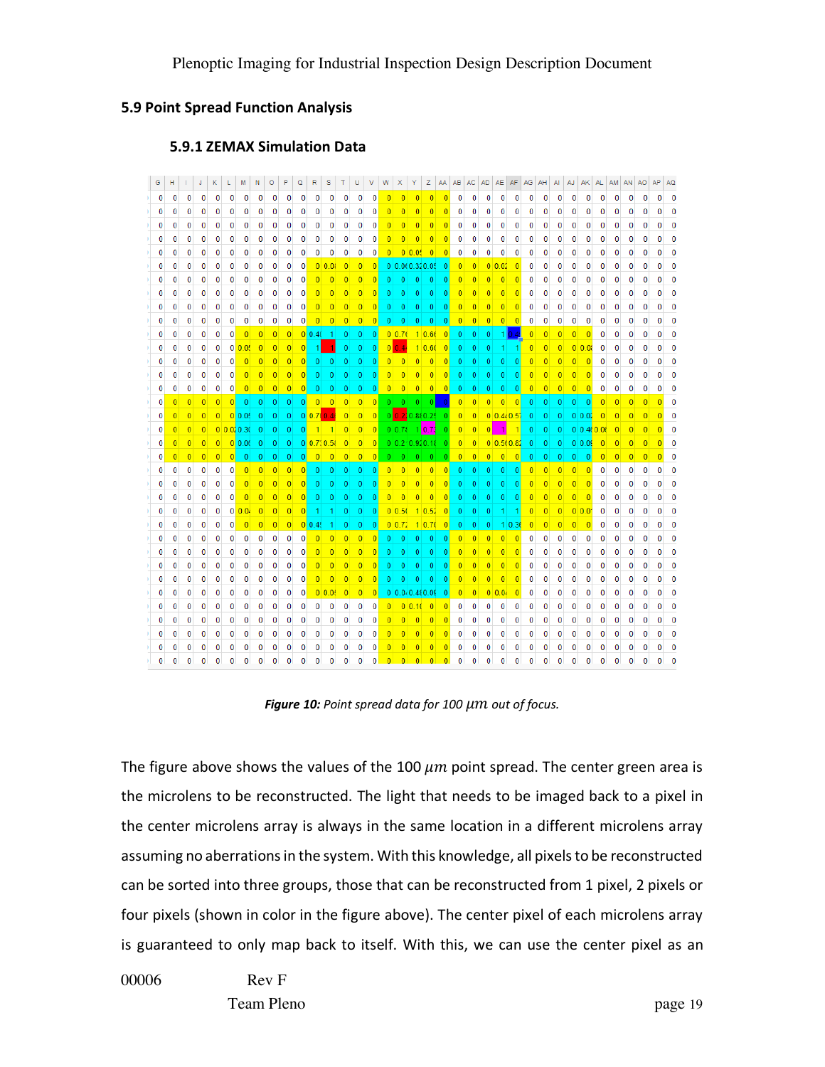## 5.9 Point Spread Function Analysis

### 5.9.1 ZEMAX Simulation Data

*Figure 10: Point spread data for 100 $\mu m$ out of focus.*

The figure above shows the values of the 100 $\mu m$ point spread. The center green area is the microlens to be reconstructed. The light that needs to be imaged back to a pixel in the center microlens array is always in the same location in a different microlens array assuming no aberrations in the system. With this knowledge, all pixels to be reconstructed can be sorted into three groups, those that can be reconstructed from 1 pixel, 2 pixels or four pixels (shown in color in the figure above). The center pixel of each microlens array is guaranteed to only map back to itself. With this, we can use the center pixel as an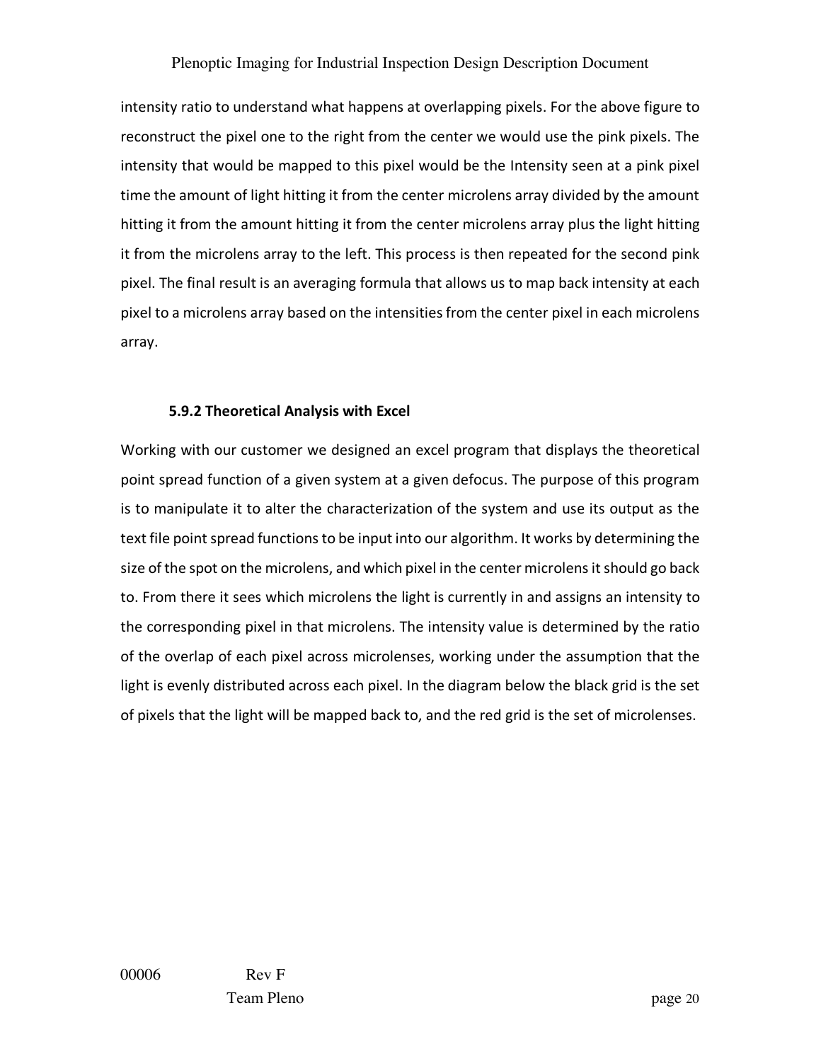intensity ratio to understand what happens at overlapping pixels. For the above figure to reconstruct the pixel one to the right from the center we would use the pink pixels. The intensity that would be mapped to this pixel would be the Intensity seen at a pink pixel time the amount of light hitting it from the center microlens array divided by the amount hitting it from the amount hitting it from the center microlens array plus the light hitting it from the microlens array to the left. This process is then repeated for the second pink pixel. The final result is an averaging formula that allows us to map back intensity at each pixel to a microlens array based on the intensities from the center pixel in each microlens array.

### 5.9.2 Theoretical Analysis with Excel

Working with our customer we designed an excel program that displays the theoretical point spread function of a given system at a given defocus. The purpose of this program is to manipulate it to alter the characterization of the system and use its output as the text file point spread functions to be input into our algorithm. It works by determining the size of the spot on the microlens, and which pixel in the center microlens it should go back to. From there it sees which microlens the light is currently in and assigns an intensity to the corresponding pixel in that microlens. The intensity value is determined by the ratio of the overlap of each pixel across microlenses, working under the assumption that the light is evenly distributed across each pixel. In the diagram below the black grid is the set of pixels that the light will be mapped back to, and the red grid is the set of microlenses.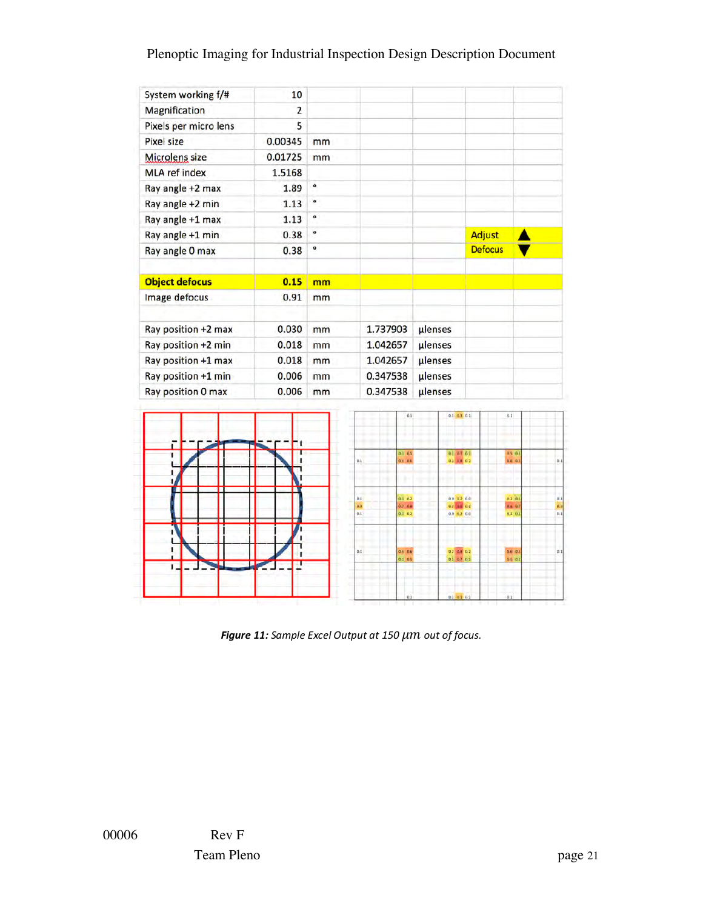| | | | | | |
|---|---|---|---|---|---|
| System working f/# | 10 | | | | |
| Magnification | 2 | | | | |
| Pixels per micro lens | 5 | | | | |
| Pixel size | 0.00345 | mm | | | |
| Microlens size | 0.01725 | mm | | | |
| MLA ref index | 1.5168 | | | | |
| Ray angle +2 max | 1.89 | ° | | | |
| Ray angle +2 min | 1.13 | ° | | | |
| Ray angle +1 max | 1.13 | ° | | | |
| Ray angle +1 min | 0.38 | ° | | | Adjust ▲ |
| Ray angle 0 max | 0.38 | ° | | | Defocus ▼ |
| | | | | | |
| **Object defocus** | **0.15** | **mm** | | | |
| Image defocus | 0.91 | mm | | | |
| | | | | | |
| Ray position +2 max | 0.030 | mm | 1.737903 | µlenses | |
| Ray position +2 min | 0.018 | mm | 1.042657 | µlenses | |
| Ray position +1 max | 0.018 | mm | 1.042657 | µlenses | |
| Ray position +1 min | 0.006 | mm | 0.347538 | µlenses | |
| Ray position 0 max | 0.006 | mm | 0.347538 | µlenses | |

***Figure 11:*** *Sample Excel Output at 150 µm out of focus.*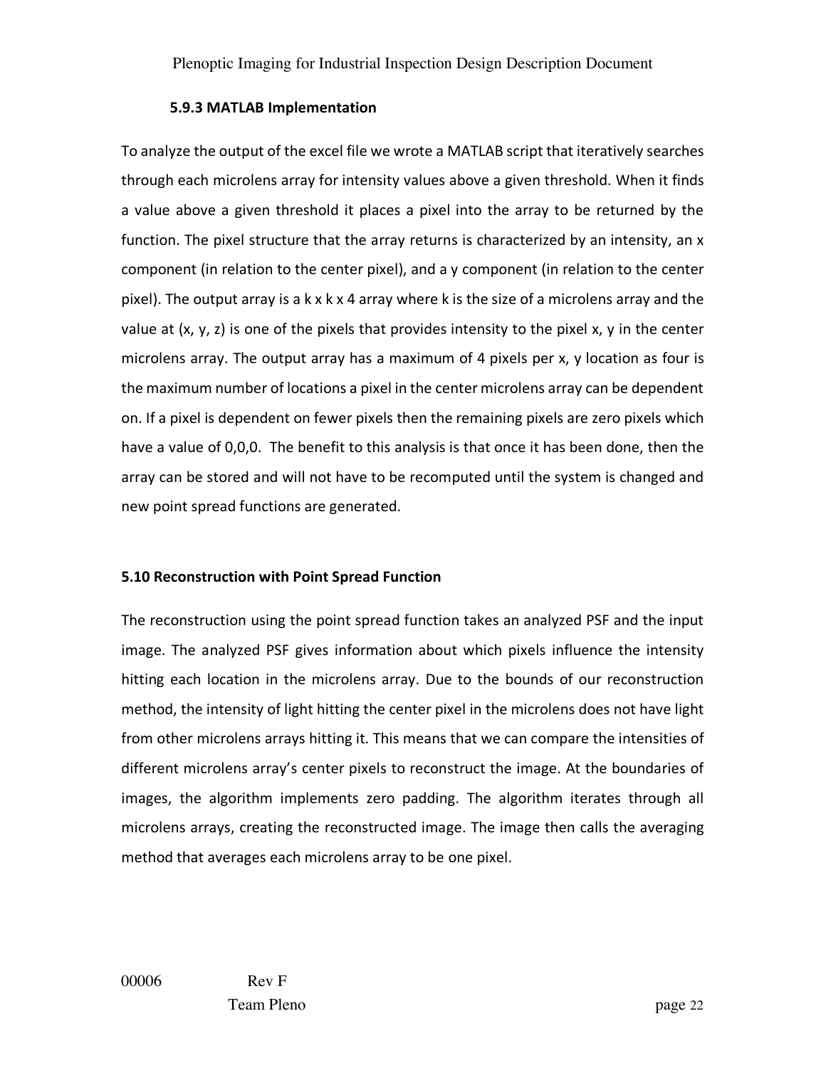### 5.9.3 MATLAB Implementation

To analyze the output of the excel file we wrote a MATLAB script that iteratively searches through each microlens array for intensity values above a given threshold. When it finds a value above a given threshold it places a pixel into the array to be returned by the function. The pixel structure that the array returns is characterized by an intensity, an x component (in relation to the center pixel), and a y component (in relation to the center pixel). The output array is a k x k x 4 array where k is the size of a microlens array and the value at (x, y, z) is one of the pixels that provides intensity to the pixel x, y in the center microlens array. The output array has a maximum of 4 pixels per x, y location as four is the maximum number of locations a pixel in the center microlens array can be dependent on. If a pixel is dependent on fewer pixels then the remaining pixels are zero pixels which have a value of 0,0,0. The benefit to this analysis is that once it has been done, then the array can be stored and will not have to be recomputed until the system is changed and new point spread functions are generated.

## 5.10 Reconstruction with Point Spread Function

The reconstruction using the point spread function takes an analyzed PSF and the input image. The analyzed PSF gives information about which pixels influence the intensity hitting each location in the microlens array. Due to the bounds of our reconstruction method, the intensity of light hitting the center pixel in the microlens does not have light from other microlens arrays hitting it. This means that we can compare the intensities of different microlens array's center pixels to reconstruct the image. At the boundaries of images, the algorithm implements zero padding. The algorithm iterates through all microlens arrays, creating the reconstructed image. The image then calls the averaging method that averages each microlens array to be one pixel.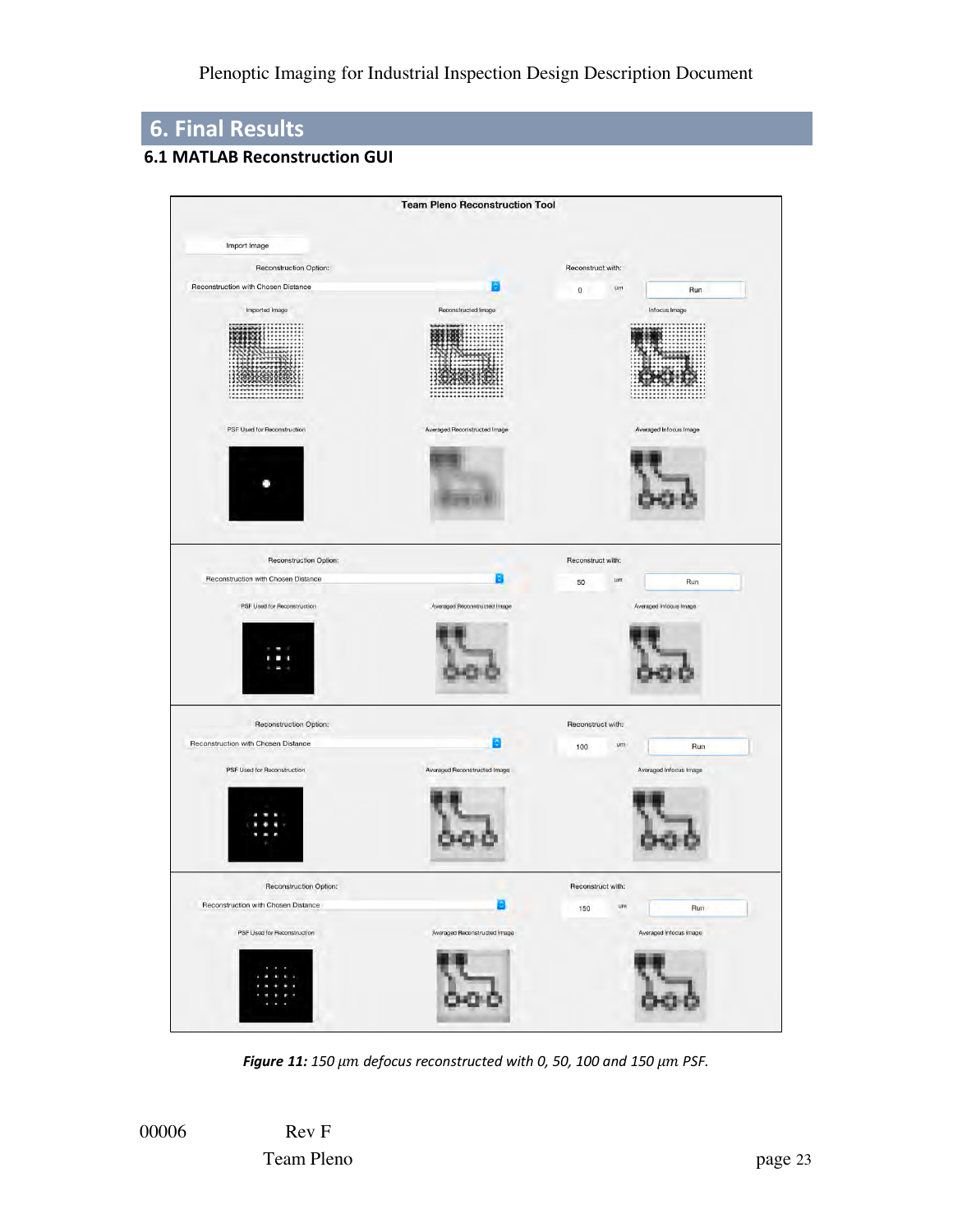# 6. Final Results

## 6.1 MATLAB Reconstruction GUI

***Figure 11:*** *150 $\mu m$ defocus reconstructed with 0, 50, 100 and 150 $\mu m$ PSF.*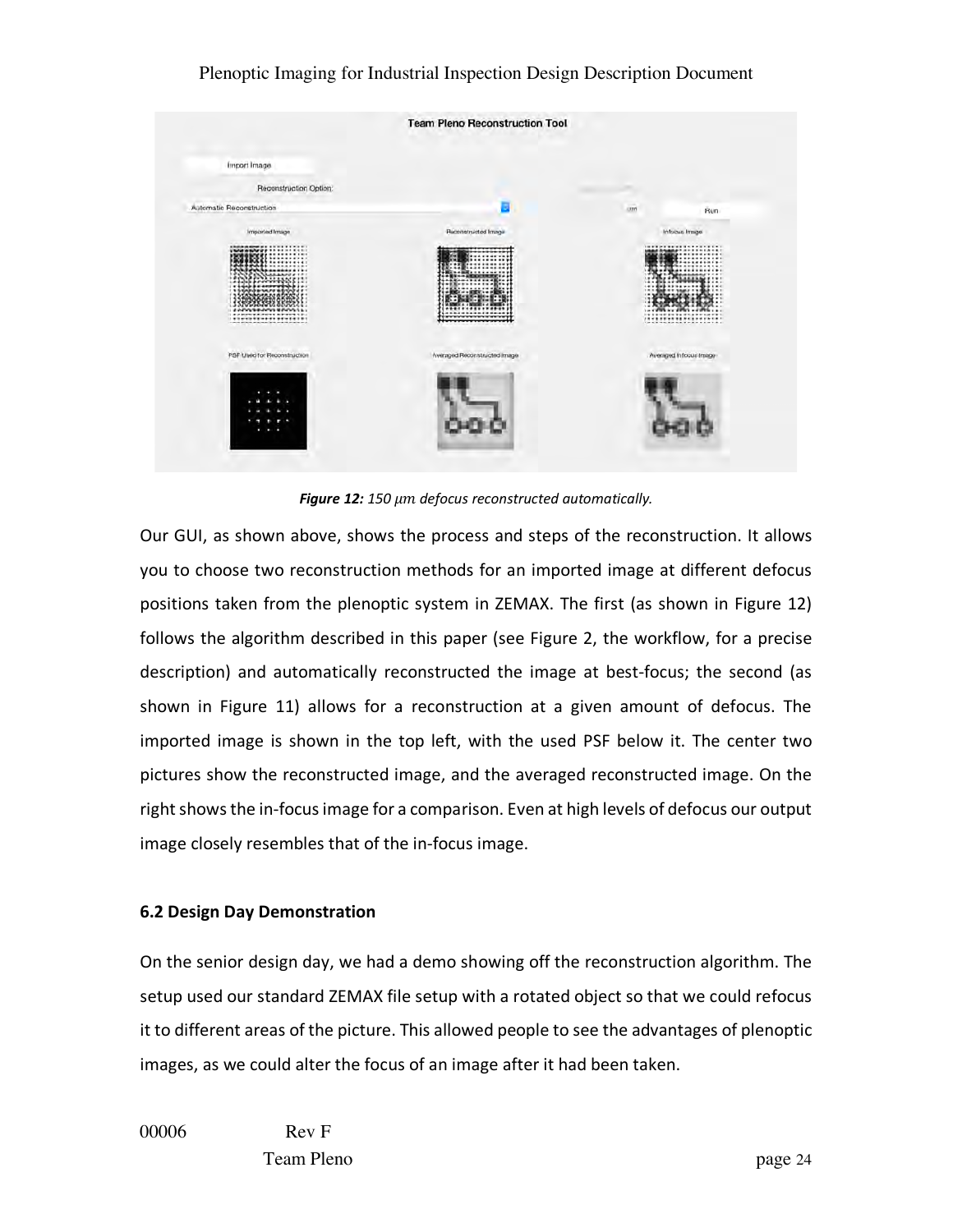*Figure 12: 150 μm defocus reconstructed automatically.*

Our GUI, as shown above, shows the process and steps of the reconstruction. It allows you to choose two reconstruction methods for an imported image at different defocus positions taken from the plenoptic system in ZEMAX. The first (as shown in Figure 12) follows the algorithm described in this paper (see Figure 2, the workflow, for a precise description) and automatically reconstructed the image at best-focus; the second (as shown in Figure 11) allows for a reconstruction at a given amount of defocus. The imported image is shown in the top left, with the used PSF below it. The center two pictures show the reconstructed image, and the averaged reconstructed image. On the right shows the in-focus image for a comparison. Even at high levels of defocus our output image closely resembles that of the in-focus image.

### 6.2 Design Day Demonstration

On the senior design day, we had a demo showing off the reconstruction algorithm. The setup used our standard ZEMAX file setup with a rotated object so that we could refocus it to different areas of the picture. This allowed people to see the advantages of plenoptic images, as we could alter the focus of an image after it had been taken.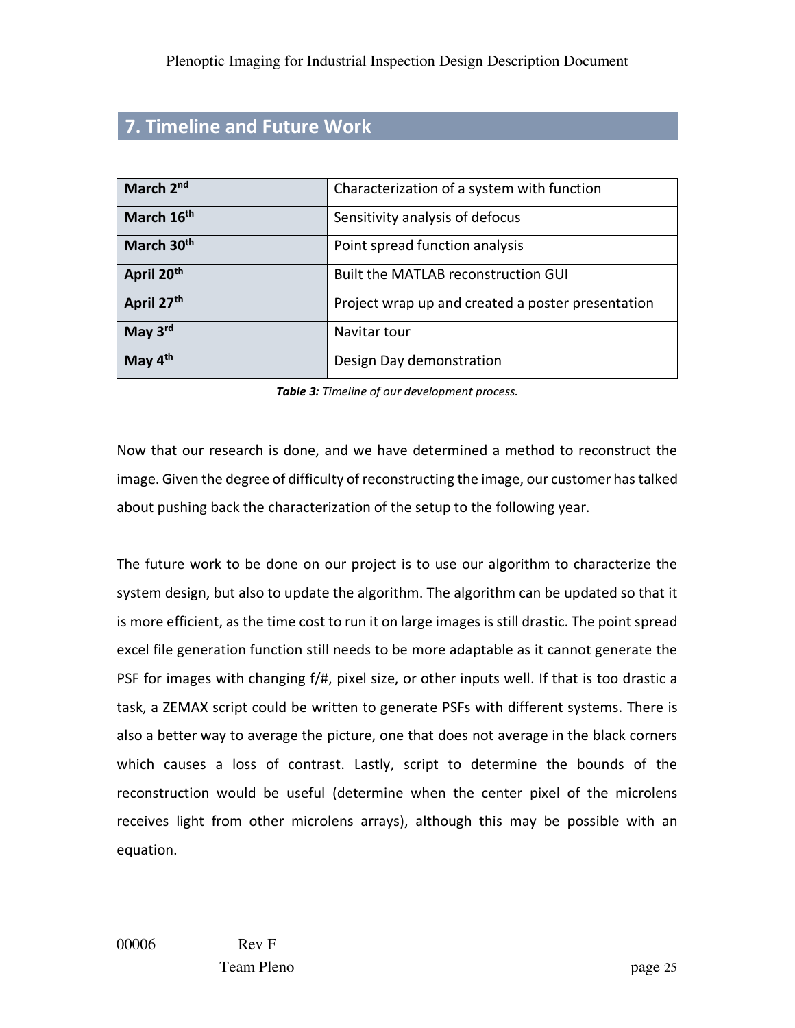## 7. Timeline and Future Work

| | |
|---|---|
| **March 2nd** | Characterization of a system with function |
| **March 16th** | Sensitivity analysis of defocus |
| **March 30th** | Point spread function analysis |
| **April 20th** | Built the MATLAB reconstruction GUI |
| **April 27th** | Project wrap up and created a poster presentation |
| **May 3rd** | Navitar tour |
| **May 4th** | Design Day demonstration |

***Table 3:*** *Timeline of our development process.*

Now that our research is done, and we have determined a method to reconstruct the image. Given the degree of difficulty of reconstructing the image, our customer has talked about pushing back the characterization of the setup to the following year.

The future work to be done on our project is to use our algorithm to characterize the system design, but also to update the algorithm. The algorithm can be updated so that it is more efficient, as the time cost to run it on large images is still drastic. The point spread excel file generation function still needs to be more adaptable as it cannot generate the PSF for images with changing f/#, pixel size, or other inputs well. If that is too drastic a task, a ZEMAX script could be written to generate PSFs with different systems. There is also a better way to average the picture, one that does not average in the black corners which causes a loss of contrast. Lastly, script to determine the bounds of the reconstruction would be useful (determine when the center pixel of the microlens receives light from other microlens arrays), although this may be possible with an equation.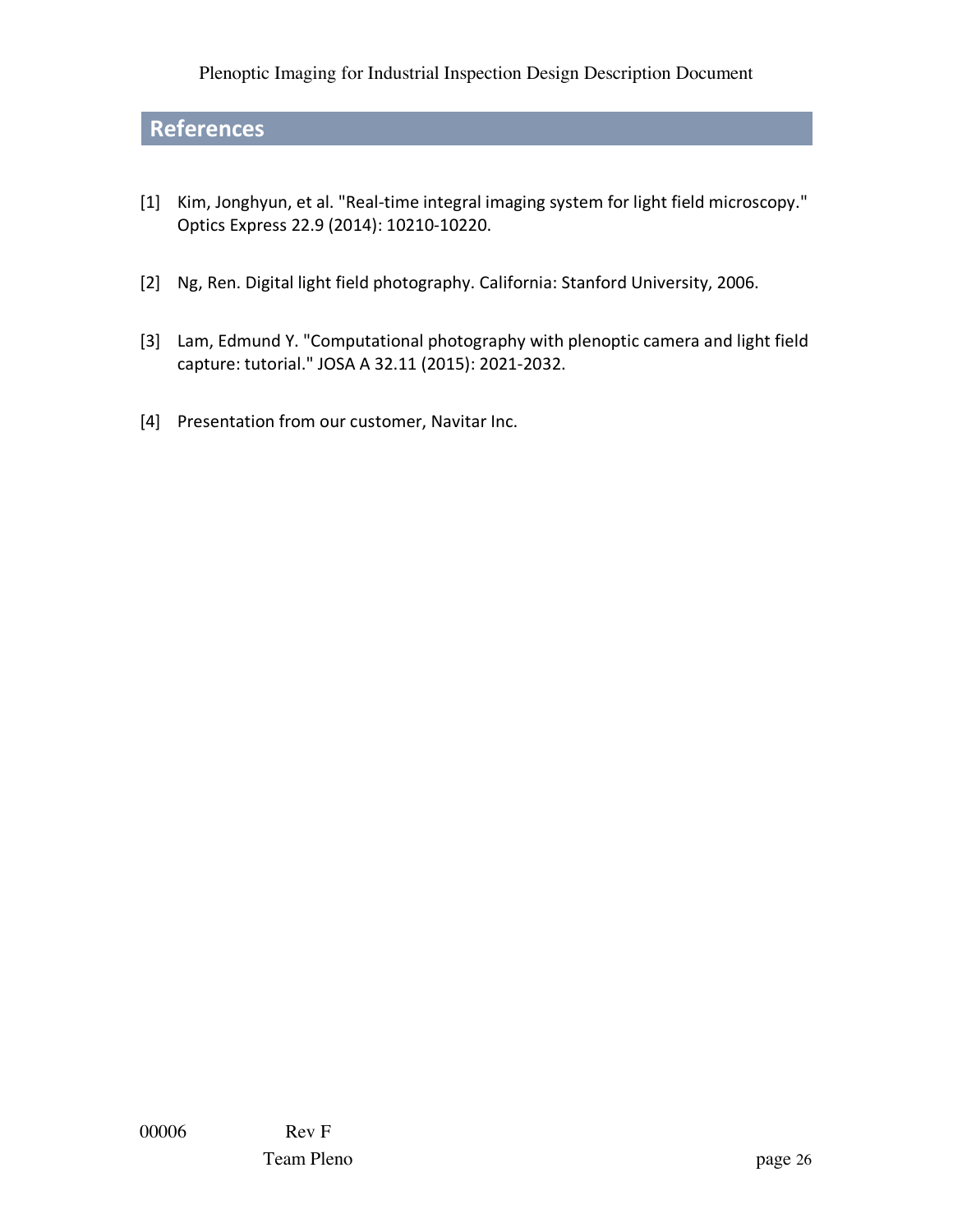## References

[1] Kim, Jonghyun, et al. "Real-time integral imaging system for light field microscopy." Optics Express 22.9 (2014): 10210-10220.

[2] Ng, Ren. Digital light field photography. California: Stanford University, 2006.

[3] Lam, Edmund Y. "Computational photography with plenoptic camera and light field capture: tutorial." JOSA A 32.11 (2015): 2021-2032.

[4] Presentation from our customer, Navitar Inc.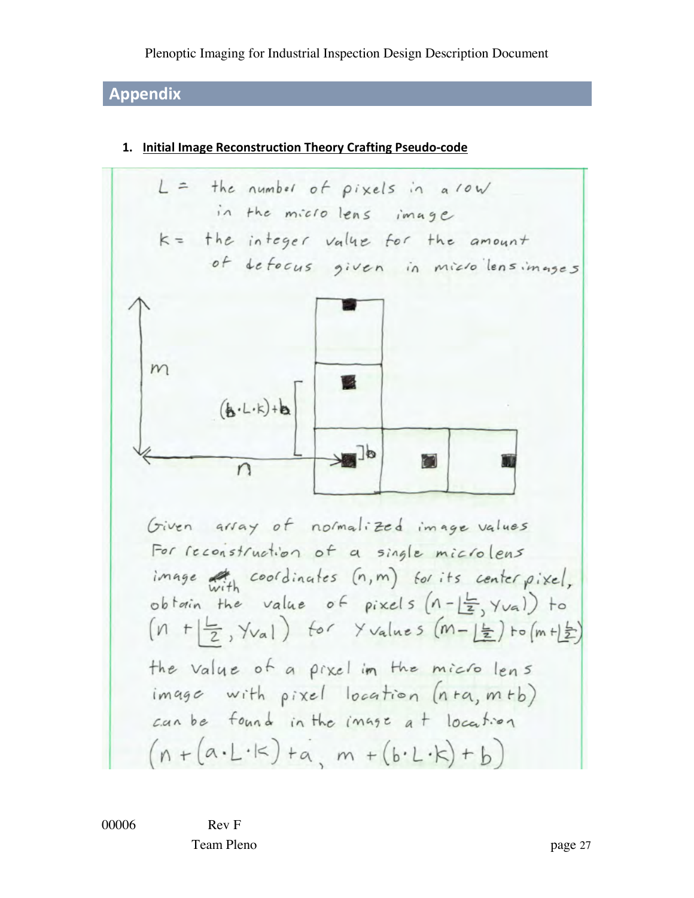## Appendix

### 1. Initial Image Reconstruction Theory Crafting Pseudo-code

$L$ = the number of pixels in a row in the micro lens image

$k$ = the integer value for the amount of defocus given in micro lens images

$m$

$(b \cdot L \cdot k) + b$

$b$

$n$

Given array of normalized image values

For reconstruction of a single microlens image with coordinates $(n, m)$ for its center pixel, obtain the value of pixels $(n - \lfloor \frac{L}{2} \rfloor, Yval)$ to $(n + \lfloor \frac{L}{2} \rfloor, Yval)$ for Y values $(m - \lfloor \frac{L}{2} \rfloor)$ to $(m + \lfloor \frac{L}{2} \rfloor)$

the value of a pixel in the micro lens image with pixel location $(n + a, m + b)$ can be found in the image at location

$(n + (a \cdot L \cdot k) + a, \; m + (b \cdot L \cdot k) + b)$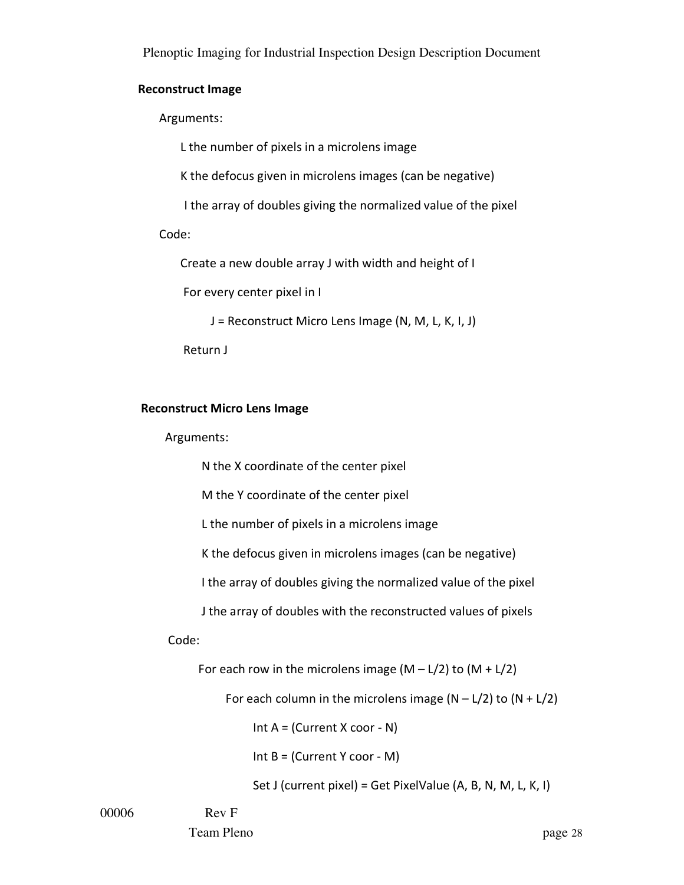**Reconstruct Image**

Arguments:

L the number of pixels in a microlens image

K the defocus given in microlens images (can be negative)

I the array of doubles giving the normalized value of the pixel

Code:

Create a new double array J with width and height of I

For every center pixel in I

J = Reconstruct Micro Lens Image (N, M, L, K, I, J)

Return J

**Reconstruct Micro Lens Image**

Arguments:

N the X coordinate of the center pixel

M the Y coordinate of the center pixel

L the number of pixels in a microlens image

K the defocus given in microlens images (can be negative)

I the array of doubles giving the normalized value of the pixel

J the array of doubles with the reconstructed values of pixels

Code:

For each row in the microlens image (M – L/2) to (M + L/2)

For each column in the microlens image (N – L/2) to (N + L/2)

Int A = (Current X coor - N)

Int B = (Current Y coor - M)

Set J (current pixel) = Get PixelValue (A, B, N, M, L, K, I)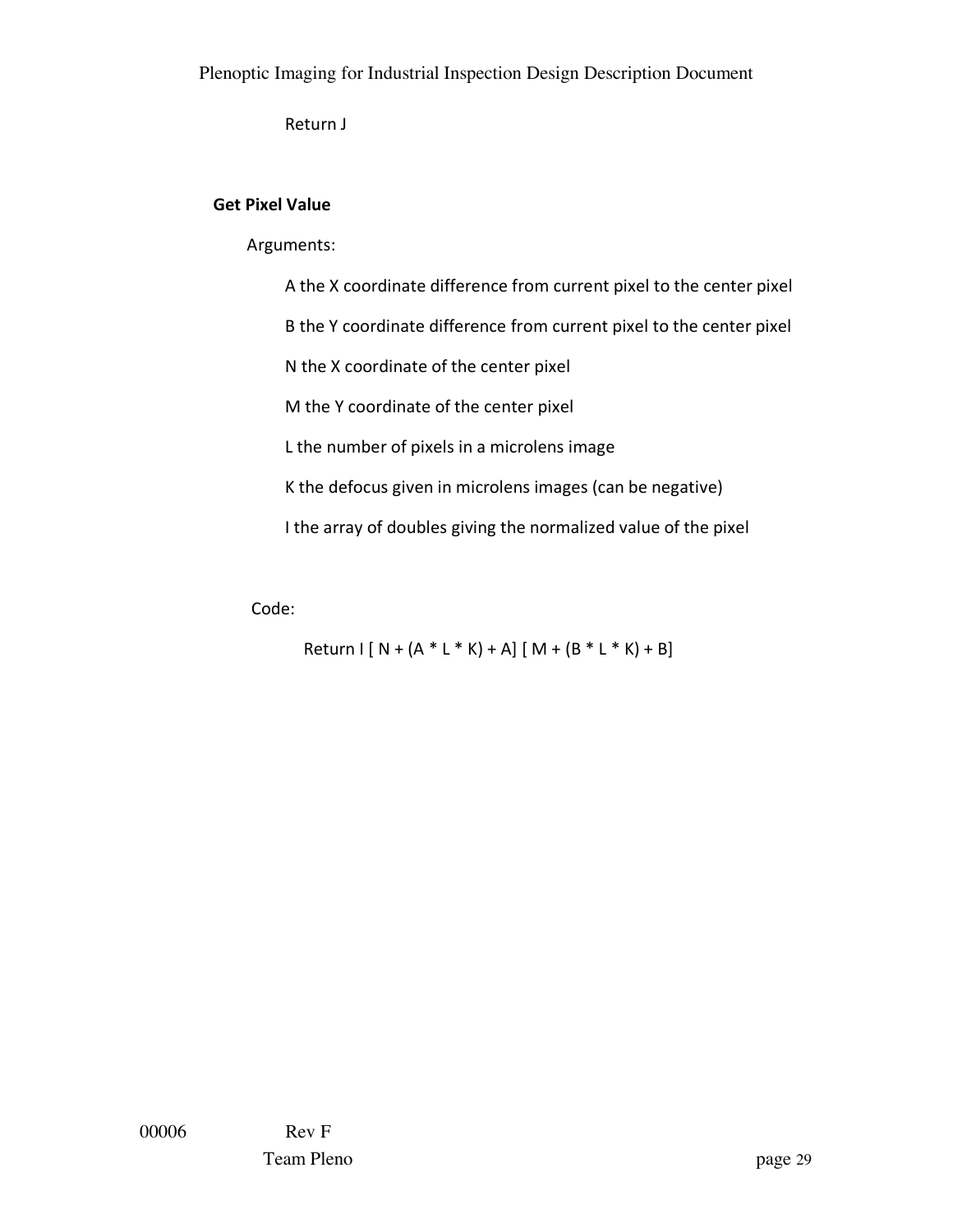```
Return J
```

### Get Pixel Value

Arguments:

A the X coordinate difference from current pixel to the center pixel

B the Y coordinate difference from current pixel to the center pixel

N the X coordinate of the center pixel

M the Y coordinate of the center pixel

L the number of pixels in a microlens image

K the defocus given in microlens images (can be negative)

I the array of doubles giving the normalized value of the pixel

Code:

```
Return I [ N + (A * L * K) + A] [ M + (B * L * K) + B]
```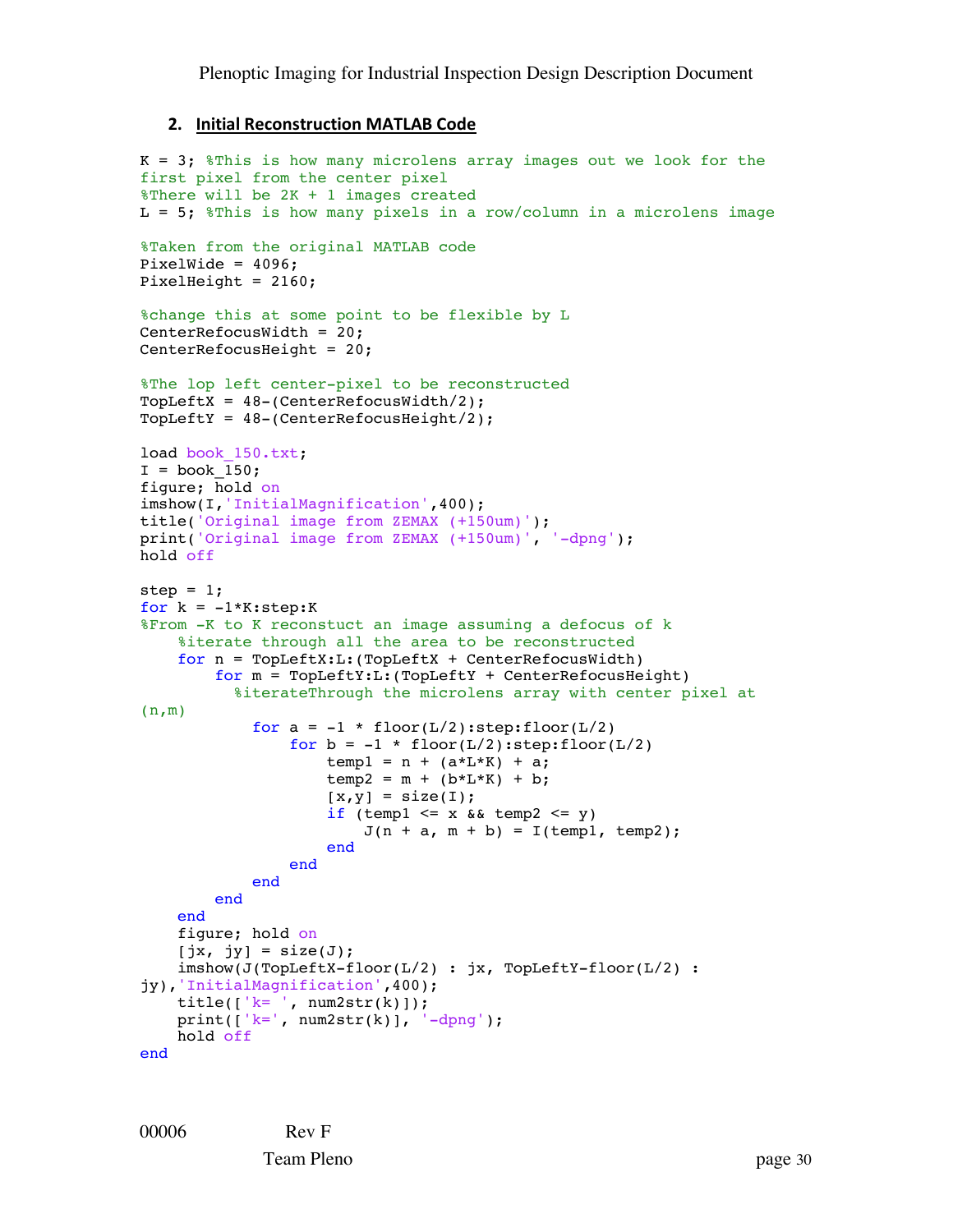## 2. Initial Reconstruction MATLAB Code

```
K = 3; %This is how many microlens array images out we look for the
first pixel from the center pixel
%There will be 2K + 1 images created
L = 5; %This is how many pixels in a row/column in a microlens image

%Taken from the original MATLAB code
PixelWide = 4096;
PixelHeight = 2160;

%change this at some point to be flexible by L
CenterRefocusWidth = 20;
CenterRefocusHeight = 20;

%The lop left center-pixel to be reconstructed
TopLeftX = 48-(CenterRefocusWidth/2);
TopLeftY = 48-(CenterRefocusHeight/2);

load book_150.txt;
I = book_150;
figure; hold on
imshow(I,'InitialMagnification',400);
title('Original image from ZEMAX (+150um)');
print('Original image from ZEMAX (+150um)', '-dpng');
hold off

step = 1;
for k = -1*K:step:K
%From -K to K reconstuct an image assuming a defocus of k
    %iterate through all the area to be reconstructed
    for n = TopLeftX:L:(TopLeftX + CenterRefocusWidth)
        for m = TopLeftY:L:(TopLeftY + CenterRefocusHeight)
          %iterateThrough the microlens array with center pixel at
(n,m)
            for a = -1 * floor(L/2):step:floor(L/2)
                for b = -1 * floor(L/2):step:floor(L/2)
                    temp1 = n + (a*L*K) + a;
                    temp2 = m + (b*L*K) + b;
                    [x,y] = size(I);
                    if (temp1 <= x && temp2 <= y)
                        J(n + a, m + b) = I(temp1, temp2);
                    end
                end
            end
        end
    end
    figure; hold on
    [jx, jy] = size(J);
    imshow(J(TopLeftX-floor(L/2) : jx, TopLeftY-floor(L/2) :
jy),'InitialMagnification',400);
    title(['k= ', num2str(k)]);
    print(['k=', num2str(k)], '-dpng');
    hold off
end
```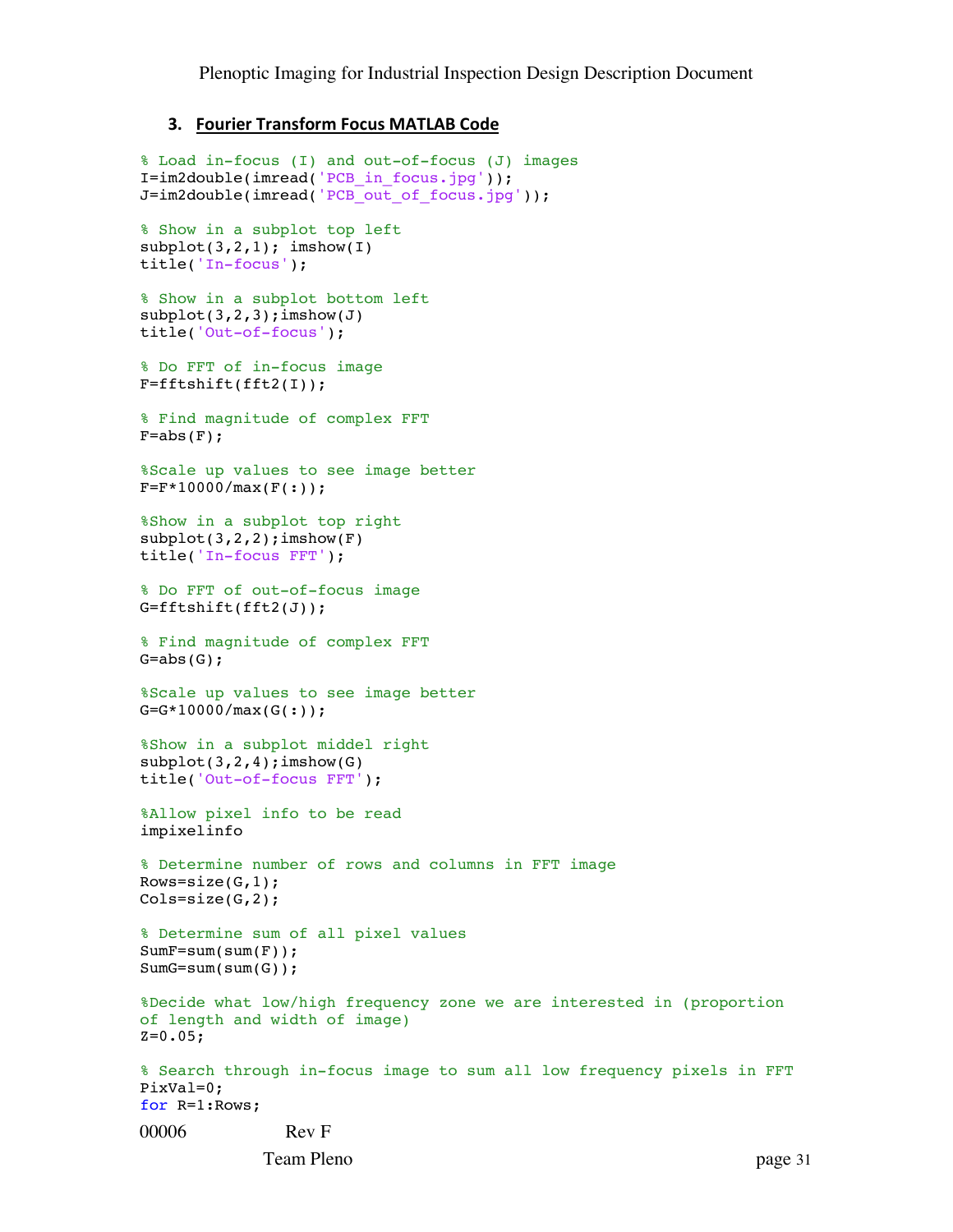### 3. Fourier Transform Focus MATLAB Code

```
% Load in-focus (I) and out-of-focus (J) images
I=im2double(imread('PCB_in_focus.jpg'));
J=im2double(imread('PCB_out_of_focus.jpg'));

% Show in a subplot top left
subplot(3,2,1); imshow(I)
title('In-focus');

% Show in a subplot bottom left
subplot(3,2,3);imshow(J)
title('Out-of-focus');

% Do FFT of in-focus image
F=fftshift(fft2(I));

% Find magnitude of complex FFT
F=abs(F);

%Scale up values to see image better
F=F*10000/max(F(:));

%Show in a subplot top right
subplot(3,2,2);imshow(F)
title('In-focus FFT');

% Do FFT of out-of-focus image
G=fftshift(fft2(J));

% Find magnitude of complex FFT
G=abs(G);

%Scale up values to see image better
G=G*10000/max(G(:));

%Show in a subplot middel right
subplot(3,2,4);imshow(G)
title('Out-of-focus FFT');

%Allow pixel info to be read
impixelinfo

% Determine number of rows and columns in FFT image
Rows=size(G,1);
Cols=size(G,2);

% Determine sum of all pixel values
SumF=sum(sum(F));
SumG=sum(sum(G));

%Decide what low/high frequency zone we are interested in (proportion
of length and width of image)
Z=0.05;

% Search through in-focus image to sum all low frequency pixels in FFT
PixVal=0;
for R=1:Rows;
```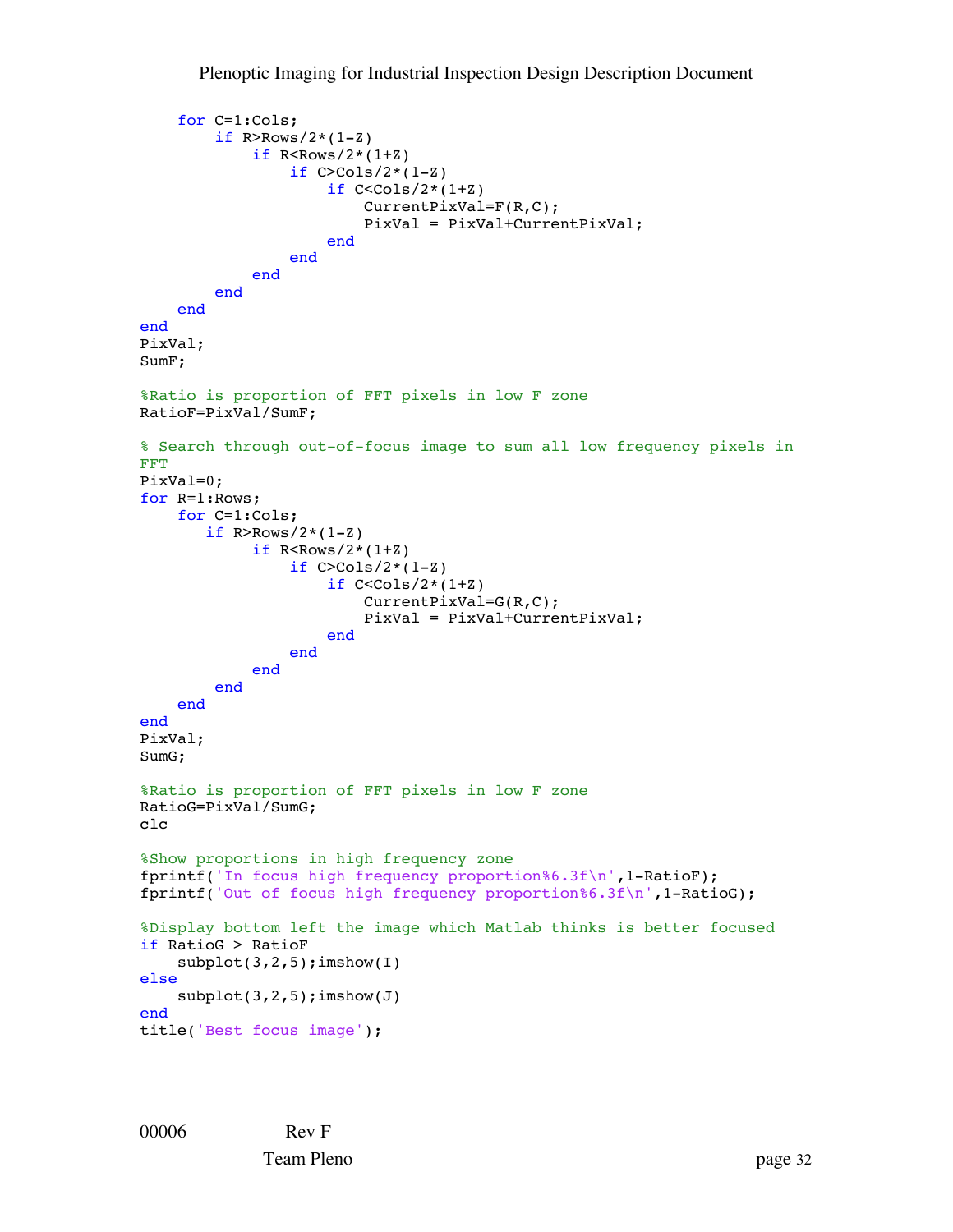```
    for C=1:Cols;
        if R>Rows/2*(1-Z)
            if R<Rows/2*(1+Z)
                if C>Cols/2*(1-Z)
                    if C<Cols/2*(1+Z)
                        CurrentPixVal=F(R,C);
                        PixVal = PixVal+CurrentPixVal;
                    end
                end
            end
        end
    end
end
PixVal;
SumF;

%Ratio is proportion of FFT pixels in low F zone
RatioF=PixVal/SumF;

% Search through out-of-focus image to sum all low frequency pixels in
FFT
PixVal=0;
for R=1:Rows;
    for C=1:Cols;
       if R>Rows/2*(1-Z)
            if R<Rows/2*(1+Z)
                if C>Cols/2*(1-Z)
                    if C<Cols/2*(1+Z)
                        CurrentPixVal=G(R,C);
                        PixVal = PixVal+CurrentPixVal;
                    end
                end
            end
        end
    end
end
PixVal;
SumG;

%Ratio is proportion of FFT pixels in low F zone
RatioG=PixVal/SumG;
clc

%Show proportions in high frequency zone
fprintf('In focus high frequency proportion%6.3f\n',1-RatioF);
fprintf('Out of focus high frequency proportion%6.3f\n',1-RatioG);

%Display bottom left the image which Matlab thinks is better focused
if RatioG > RatioF
    subplot(3,2,5);imshow(I)
else
    subplot(3,2,5);imshow(J)
end
title('Best focus image');
```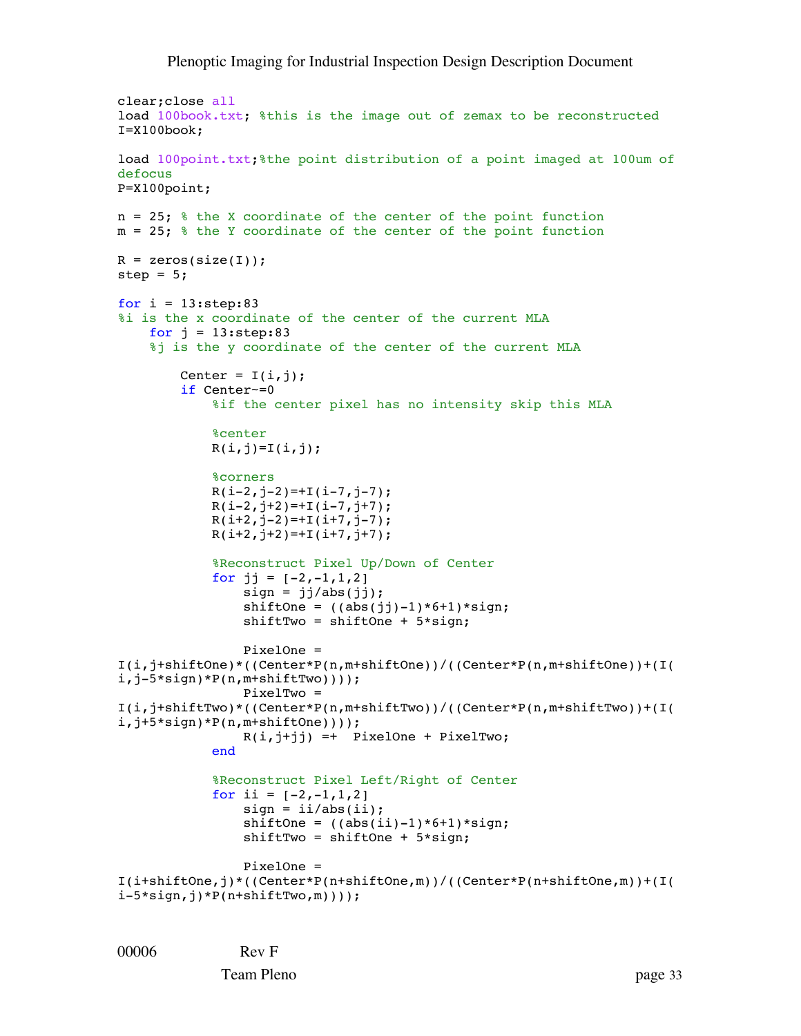```
clear;close all
load 100book.txt; %this is the image out of zemax to be reconstructed
I=X100book;

load 100point.txt;%the point distribution of a point imaged at 100um of
defocus
P=X100point;

n = 25; % the X coordinate of the center of the point function
m = 25; % the Y coordinate of the center of the point function

R = zeros(size(I));
step = 5;

for i = 13:step:83
%i is the x coordinate of the center of the current MLA
    for j = 13:step:83
    %j is the y coordinate of the center of the current MLA

        Center = I(i,j);
        if Center~=0
            %if the center pixel has no intensity skip this MLA

            %center
            R(i,j)=I(i,j);

            %corners
            R(i-2,j-2)=+I(i-7,j-7);
            R(i-2,j+2)=+I(i-7,j+7);
            R(i+2,j-2)=+I(i+7,j-7);
            R(i+2,j+2)=+I(i+7,j+7);

            %Reconstruct Pixel Up/Down of Center
            for jj = [-2,-1,1,2]
                sign = jj/abs(jj);
                shiftOne = ((abs(jj)-1)*6+1)*sign;
                shiftTwo = shiftOne + 5*sign;

                PixelOne =
I(i,j+shiftOne)*((Center*P(n,m+shiftOne))/((Center*P(n,m+shiftOne))+(I(
i,j-5*sign)*P(n,m+shiftTwo))));
                PixelTwo =
I(i,j+shiftTwo)*((Center*P(n,m+shiftTwo))/((Center*P(n,m+shiftTwo))+(I(
i,j+5*sign)*P(n,m+shiftOne))));
                R(i,j+jj) =+  PixelOne + PixelTwo;
            end

            %Reconstruct Pixel Left/Right of Center
            for ii = [-2,-1,1,2]
                sign = ii/abs(ii);
                shiftOne = ((abs(ii)-1)*6+1)*sign;
                shiftTwo = shiftOne + 5*sign;

                PixelOne =
I(i+shiftOne,j)*((Center*P(n+shiftOne,m))/((Center*P(n+shiftOne,m))+(I(
i-5*sign,j)*P(n+shiftTwo,m))));
```

00006 Rev F

Team Pleno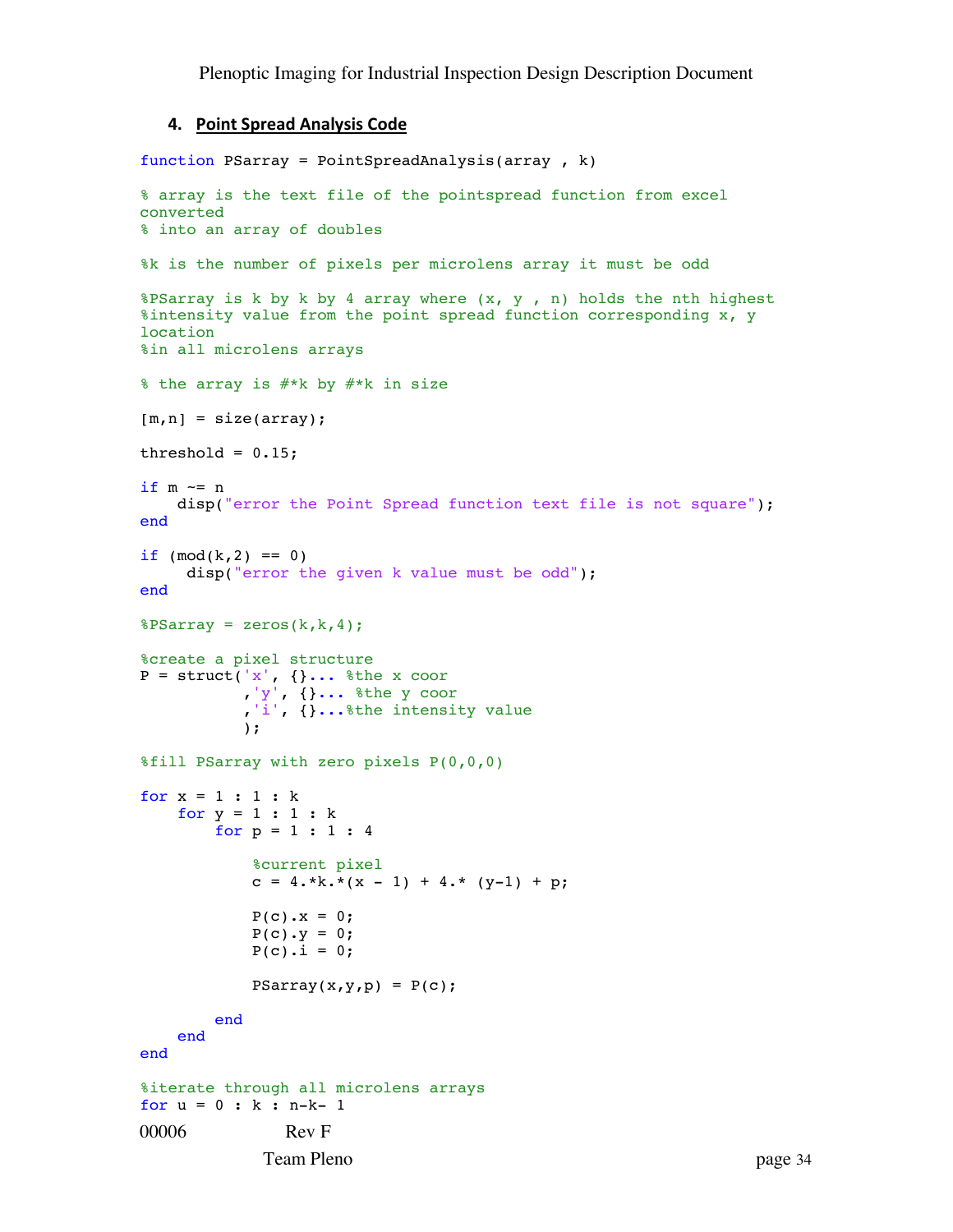### 4. **Point Spread Analysis Code**

```
function PSarray = PointSpreadAnalysis(array , k)

% array is the text file of the pointspread function from excel
converted
% into an array of doubles

%k is the number of pixels per microlens array it must be odd

%PSarray is k by k by 4 array where (x, y , n) holds the nth highest
%intensity value from the point spread function corresponding x, y
location
%in all microlens arrays

% the array is #*k by #*k in size

[m,n] = size(array);

threshold = 0.15;

if m ~= n
    disp("error the Point Spread function text file is not square");
end

if (mod(k,2) == 0)
     disp("error the given k value must be odd");
end

%PSarray = zeros(k,k,4);

%create a pixel structure
P = struct('x', {}... %the x coor
           ,'y', {}... %the y coor
           ,'i', {}...%the intensity value
           );

%fill PSarray with zero pixels P(0,0,0)

for x = 1 : 1 : k
    for y = 1 : 1 : k
        for p = 1 : 1 : 4

            %current pixel
            c = 4.*k.*(x - 1) + 4.* (y-1) + p;

            P(c).x = 0;
            P(c).y = 0;
            P(c).i = 0;

            PSarray(x,y,p) = P(c);

        end
    end
end

%iterate through all microlens arrays
for u = 0 : k : n-k- 1
```

00006 Rev F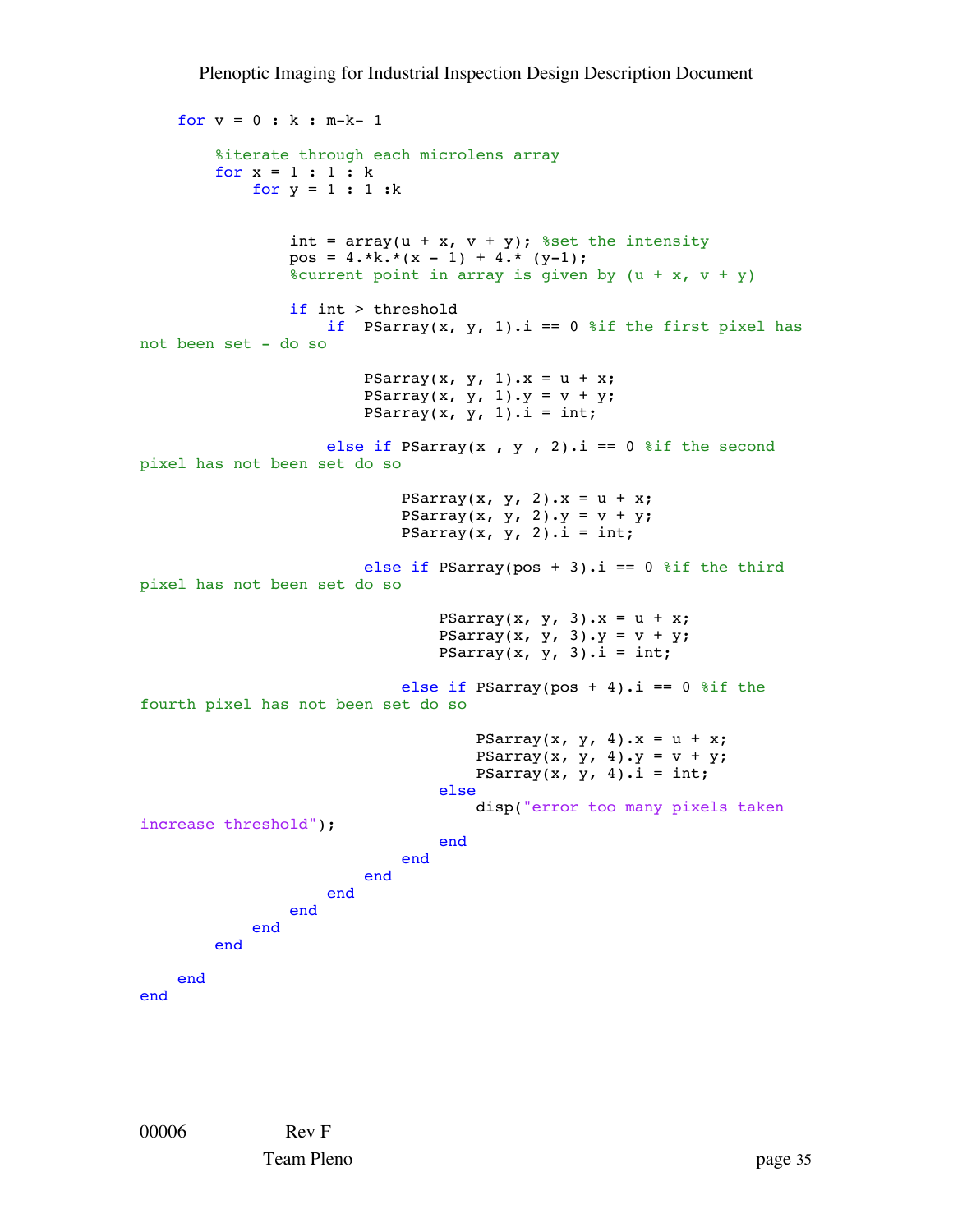```
    for v = 0 : k : m-k- 1

        %iterate through each microlens array
        for x = 1 : 1 : k
            for y = 1 : 1 :k


                int = array(u + x, v + y); %set the intensity
                pos = 4.*k.*(x - 1) + 4.* (y-1);
                %current point in array is given by (u + x, v + y)

                if int > threshold
                    if  PSarray(x, y, 1).i == 0 %if the first pixel has
not been set - do so

                        PSarray(x, y, 1).x = u + x;
                        PSarray(x, y, 1).y = v + y;
                        PSarray(x, y, 1).i = int;

                    else if PSarray(x , y , 2).i == 0 %if the second
pixel has not been set do so

                            PSarray(x, y, 2).x = u + x;
                            PSarray(x, y, 2).y = v + y;
                            PSarray(x, y, 2).i = int;

                        else if PSarray(pos + 3).i == 0 %if the third
pixel has not been set do so

                                PSarray(x, y, 3).x = u + x;
                                PSarray(x, y, 3).y = v + y;
                                PSarray(x, y, 3).i = int;

                            else if PSarray(pos + 4).i == 0 %if the
fourth pixel has not been set do so

                                    PSarray(x, y, 4).x = u + x;
                                    PSarray(x, y, 4).y = v + y;
                                    PSarray(x, y, 4).i = int;
                                else
                                    disp("error too many pixels taken
increase threshold");
                                end
                            end
                        end
                    end
                end
            end
        end

    end
end
```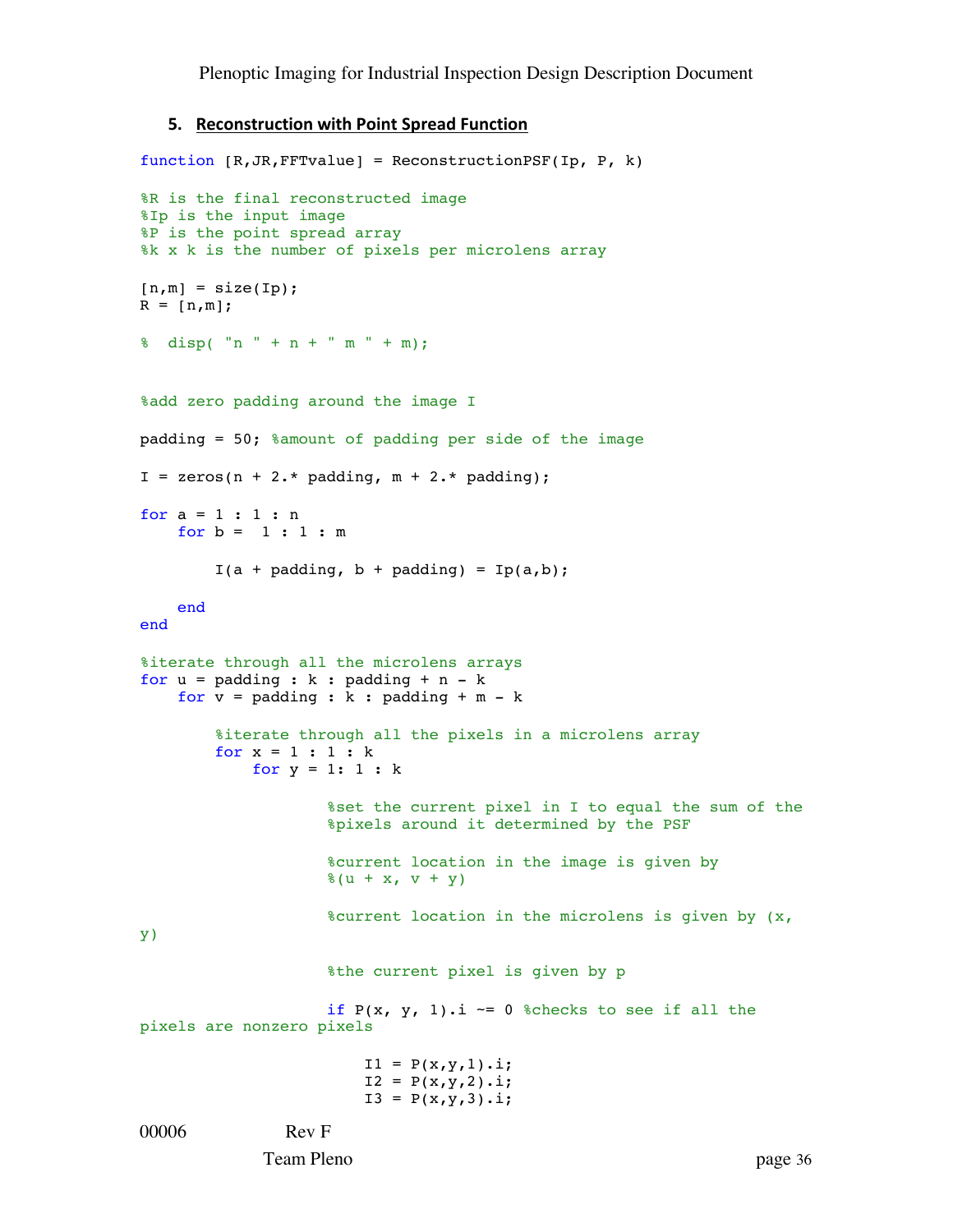## 5. Reconstruction with Point Spread Function

```
function [R,JR,FFTvalue] = ReconstructionPSF(Ip, P, k)

%R is the final reconstructed image
%Ip is the input image
%P is the point spread array
%k x k is the number of pixels per microlens array

[n,m] = size(Ip);
R = [n,m];

%  disp( "n " + n + " m " + m);


%add zero padding around the image I

padding = 50; %amount of padding per side of the image

I = zeros(n + 2.* padding, m + 2.* padding);

for a = 1 : 1 : n
    for b =  1 : 1 : m

        I(a + padding, b + padding) = Ip(a,b);

    end
end

%iterate through all the microlens arrays
for u = padding : k : padding + n - k
    for v = padding : k : padding + m - k

        %iterate through all the pixels in a microlens array
        for x = 1 : 1 : k
            for y = 1: 1 : k

                    %set the current pixel in I to equal the sum of the
                    %pixels around it determined by the PSF

                    %current location in the image is given by
                    %(u + x, v + y)

                    %current location in the microlens is given by (x,
y)

                    %the current pixel is given by p

                    if P(x, y, 1).i ~= 0 %checks to see if all the
pixels are nonzero pixels

                        I1 = P(x,y,1).i;
                        I2 = P(x,y,2).i;
                        I3 = P(x,y,3).i;
```

00006 Rev F

Team Pleno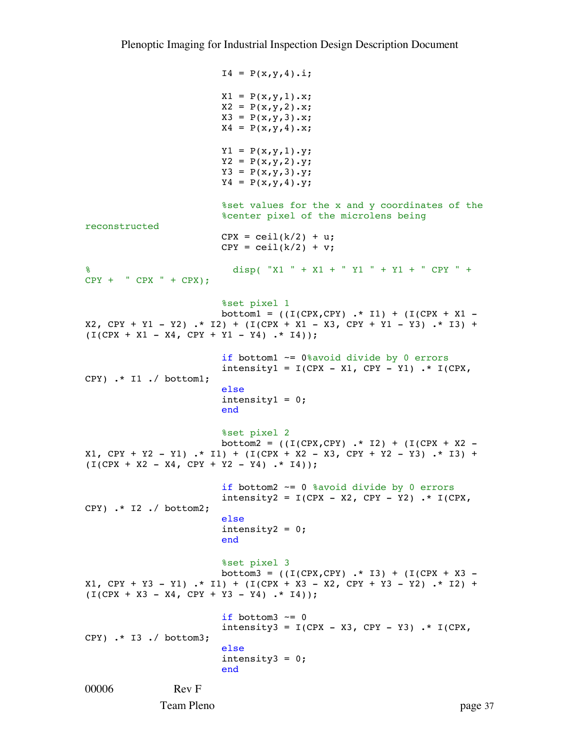```
                I4 = P(x,y,4).i;

                X1 = P(x,y,1).x;
                X2 = P(x,y,2).x;
                X3 = P(x,y,3).x;
                X4 = P(x,y,4).x;

                Y1 = P(x,y,1).y;
                Y2 = P(x,y,2).y;
                Y3 = P(x,y,3).y;
                Y4 = P(x,y,4).y;

                %set values for the x and y coordinates of the
                %center pixel of the microlens being
reconstructed
                CPX = ceil(k/2) + u;
                CPY = ceil(k/2) + v;

%                 disp( "X1 " + X1 + " Y1 " + Y1 + " CPY " +
CPY +  " CPX " + CPX);

                %set pixel 1
                bottom1 = ((I(CPX,CPY) .* I1) + (I(CPX + X1 -
X2, CPY + Y1 - Y2) .* I2) + (I(CPX + X1 - X3, CPY + Y1 - Y3) .* I3) +
(I(CPX + X1 - X4, CPY + Y1 - Y4) .* I4));

                if bottom1 ~= 0%avoid divide by 0 errors
                intensity1 = I(CPX - X1, CPY - Y1) .* I(CPX,
CPY) .* I1 ./ bottom1;
                else
                intensity1 = 0;
                end

                %set pixel 2
                bottom2 = ((I(CPX,CPY) .* I2) + (I(CPX + X2 -
X1, CPY + Y2 - Y1) .* I1) + (I(CPX + X2 - X3, CPY + Y2 - Y3) .* I3) +
(I(CPX + X2 - X4, CPY + Y2 - Y4) .* I4));

                if bottom2 ~= 0 %avoid divide by 0 errors
                intensity2 = I(CPX - X2, CPY - Y2) .* I(CPX,
CPY) .* I2 ./ bottom2;
                else
                intensity2 = 0;
                end

                %set pixel 3
                bottom3 = ((I(CPX,CPY) .* I3) + (I(CPX + X3 -
X1, CPY + Y3 - Y1) .* I1) + (I(CPX + X3 - X2, CPY + Y3 - Y2) .* I2) +
(I(CPX + X3 - X4, CPY + Y3 - Y4) .* I4));

                if bottom3 ~= 0
                intensity3 = I(CPX - X3, CPY - Y3) .* I(CPX,
CPY) .* I3 ./ bottom3;
                else
                intensity3 = 0;
                end
```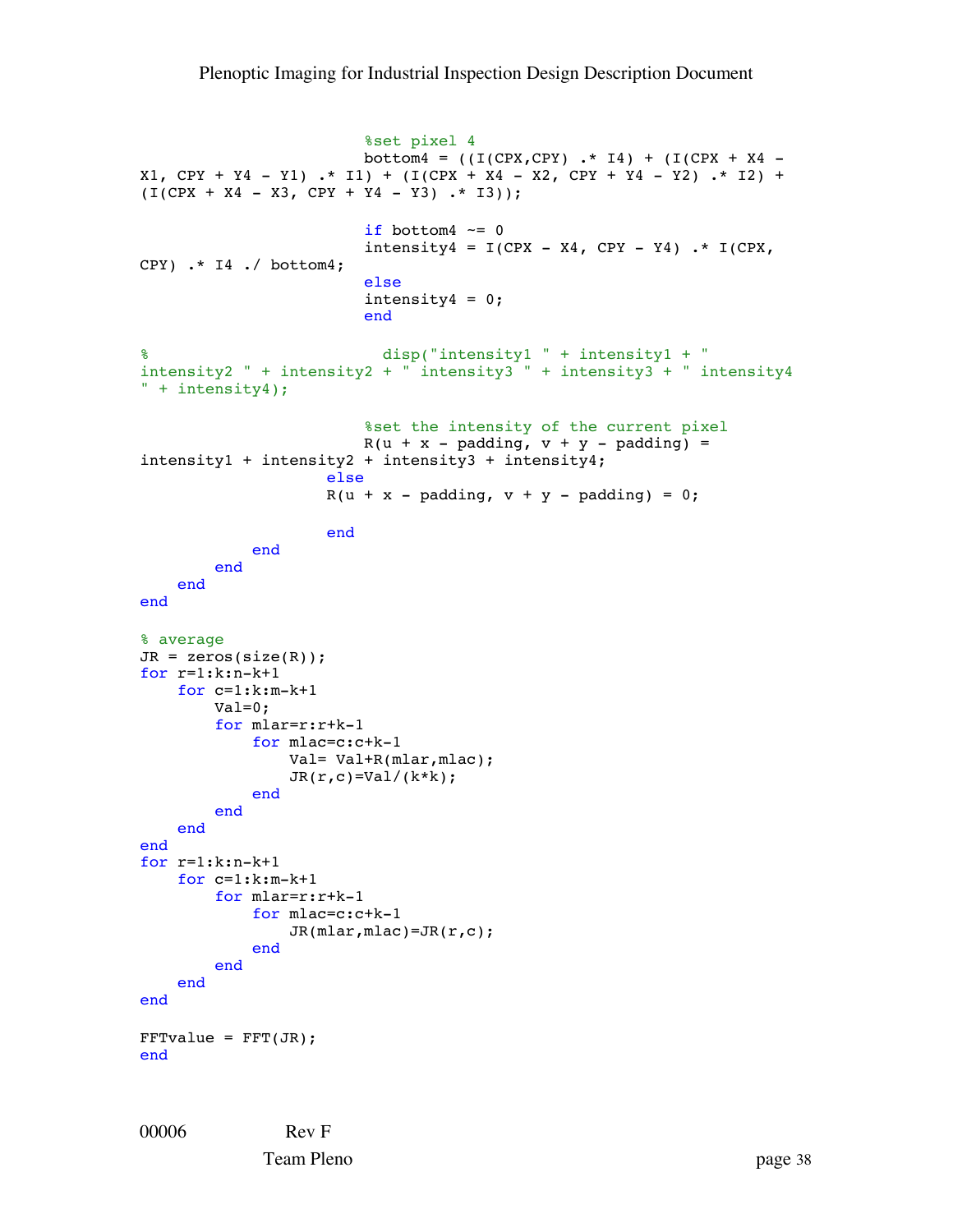```
                        %set pixel 4
                        bottom4 = ((I(CPX,CPY) .* I4) + (I(CPX + X4 -
X1, CPY + Y4 - Y1) .* I1) + (I(CPX + X4 - X2, CPY + Y4 - Y2) .* I2) +
(I(CPX + X4 - X3, CPY + Y4 - Y3) .* I3));

                        if bottom4 ~= 0
                        intensity4 = I(CPX - X4, CPY - Y4) .* I(CPX,
CPY) .* I4 ./ bottom4;
                        else
                        intensity4 = 0;
                        end

%                         disp("intensity1 " + intensity1 + "
intensity2 " + intensity2 + " intensity3 " + intensity3 + " intensity4
" + intensity4);

                        %set the intensity of the current pixel
                        R(u + x - padding, v + y - padding) =
intensity1 + intensity2 + intensity3 + intensity4;
                    else
                    R(u + x - padding, v + y - padding) = 0;

                    end
            end
        end
    end
end

% average
JR = zeros(size(R));
for r=1:k:n-k+1
    for c=1:k:m-k+1
        Val=0;
        for mlar=r:r+k-1
            for mlac=c:c+k-1
                Val= Val+R(mlar,mlac);
                JR(r,c)=Val/(k*k);
            end
        end
    end
end
for r=1:k:n-k+1
    for c=1:k:m-k+1
        for mlar=r:r+k-1
            for mlac=c:c+k-1
                JR(mlar,mlac)=JR(r,c);
            end
        end
    end
end

FFTvalue = FFT(JR);
end
```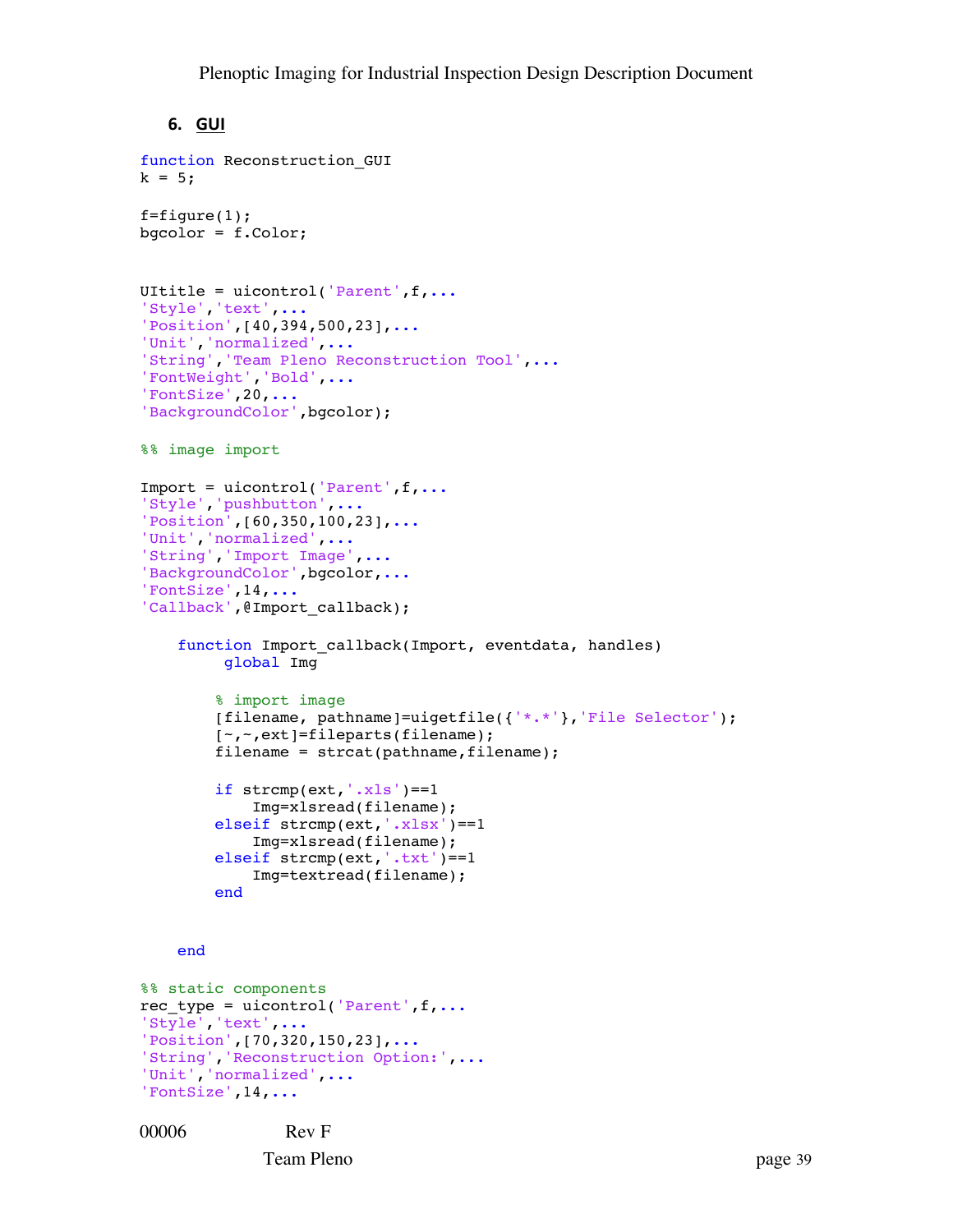## 6. GUI

```
function Reconstruction_GUI
k = 5;

f=figure(1);
bgcolor = f.Color;


UItitle = uicontrol('Parent',f,...
'Style','text',...
'Position',[40,394,500,23],...
'Unit','normalized',...
'String','Team Pleno Reconstruction Tool',...
'FontWeight','Bold',...
'FontSize',20,...
'BackgroundColor',bgcolor);

%% image import

Import = uicontrol('Parent',f,...
'Style','pushbutton',...
'Position',[60,350,100,23],...
'Unit','normalized',...
'String','Import Image',...
'BackgroundColor',bgcolor,...
'FontSize',14,...
'Callback',@Import_callback);

    function Import_callback(Import, eventdata, handles)
         global Img

        % import image
        [filename, pathname]=uigetfile({'*.*'},'File Selector');
        [~,~,ext]=fileparts(filename);
        filename = strcat(pathname,filename);

        if strcmp(ext,'.xls')==1
            Img=xlsread(filename);
        elseif strcmp(ext,'.xlsx')==1
            Img=xlsread(filename);
        elseif strcmp(ext,'.txt')==1
            Img=textread(filename);
        end


    end

%% static components
rec_type = uicontrol('Parent',f,...
'Style','text',...
'Position',[70,320,150,23],...
'String','Reconstruction Option:',...
'Unit','normalized',...
'FontSize',14,...
```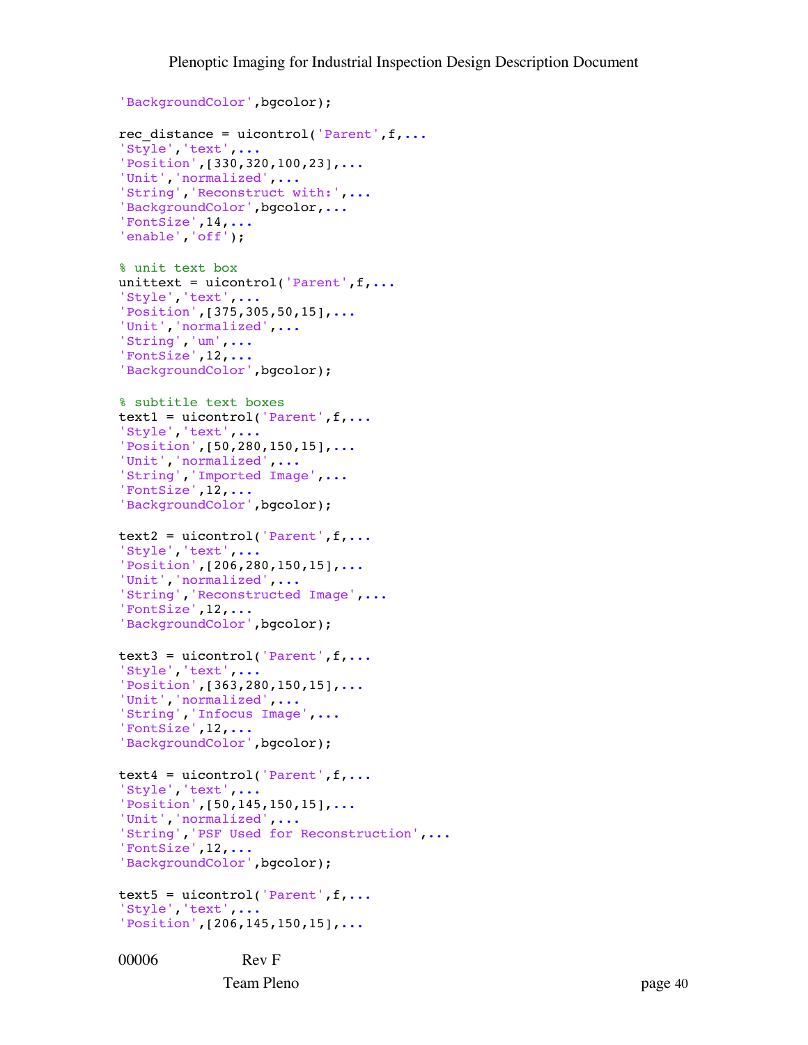```
'BackgroundColor',bgcolor);

rec_distance = uicontrol('Parent',f,...
'Style','text',...
'Position',[330,320,100,23],...
'Unit','normalized',...
'String','Reconstruct with:',...
'BackgroundColor',bgcolor,...
'FontSize',14,...
'enable','off');

% unit text box
unittext = uicontrol('Parent',f,...
'Style','text',...
'Position',[375,305,50,15],...
'Unit','normalized',...
'String','um',...
'FontSize',12,...
'BackgroundColor',bgcolor);

% subtitle text boxes
text1 = uicontrol('Parent',f,...
'Style','text',...
'Position',[50,280,150,15],...
'Unit','normalized',...
'String','Imported Image',...
'FontSize',12,...
'BackgroundColor',bgcolor);

text2 = uicontrol('Parent',f,...
'Style','text',...
'Position',[206,280,150,15],...
'Unit','normalized',...
'String','Reconstructed Image',...
'FontSize',12,...
'BackgroundColor',bgcolor);

text3 = uicontrol('Parent',f,...
'Style','text',...
'Position',[363,280,150,15],...
'Unit','normalized',...
'String','Infocus Image',...
'FontSize',12,...
'BackgroundColor',bgcolor);

text4 = uicontrol('Parent',f,...
'Style','text',...
'Position',[50,145,150,15],...
'Unit','normalized',...
'String','PSF Used for Reconstruction',...
'FontSize',12,...
'BackgroundColor',bgcolor);

text5 = uicontrol('Parent',f,...
'Style','text',...
'Position',[206,145,150,15],...
```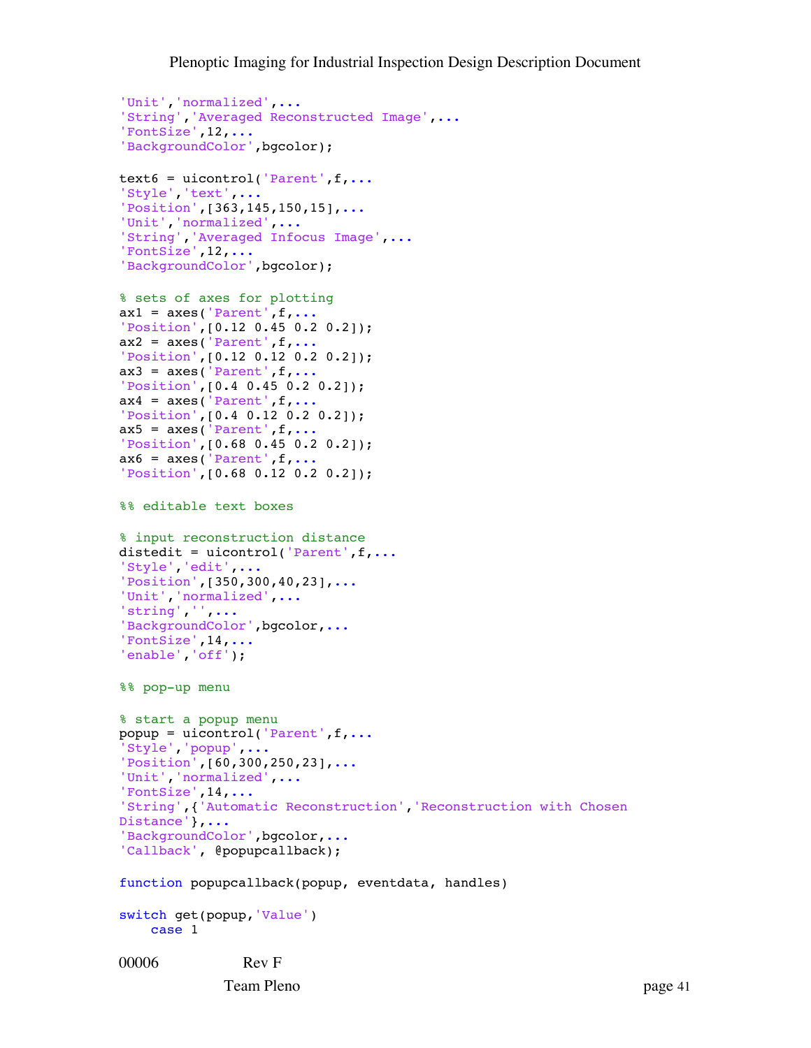```
'Unit','normalized',...
'String','Averaged Reconstructed Image',...
'FontSize',12,...
'BackgroundColor',bgcolor);

text6 = uicontrol('Parent',f,...
'Style','text',...
'Position',[363,145,150,15],...
'Unit','normalized',...
'String','Averaged Infocus Image',...
'FontSize',12,...
'BackgroundColor',bgcolor);

% sets of axes for plotting
ax1 = axes('Parent',f,...
'Position',[0.12 0.45 0.2 0.2]);
ax2 = axes('Parent',f,...
'Position',[0.12 0.12 0.2 0.2]);
ax3 = axes('Parent',f,...
'Position',[0.4 0.45 0.2 0.2]);
ax4 = axes('Parent',f,...
'Position',[0.4 0.12 0.2 0.2]);
ax5 = axes('Parent',f,...
'Position',[0.68 0.45 0.2 0.2]);
ax6 = axes('Parent',f,...
'Position',[0.68 0.12 0.2 0.2]);

%% editable text boxes

% input reconstruction distance
distedit = uicontrol('Parent',f,...
'Style','edit',...
'Position',[350,300,40,23],...
'Unit','normalized',...
'string','',...
'BackgroundColor',bgcolor,...
'FontSize',14,...
'enable','off');

%% pop-up menu

% start a popup menu
popup = uicontrol('Parent',f,...
'Style','popup',...
'Position',[60,300,250,23],...
'Unit','normalized',...
'FontSize',14,...
'String',{'Automatic Reconstruction','Reconstruction with Chosen
Distance'},...
'BackgroundColor',bgcolor,...
'Callback', @popupcallback);

function popupcallback(popup, eventdata, handles)

switch get(popup,'Value')
    case 1
```

00006 Rev F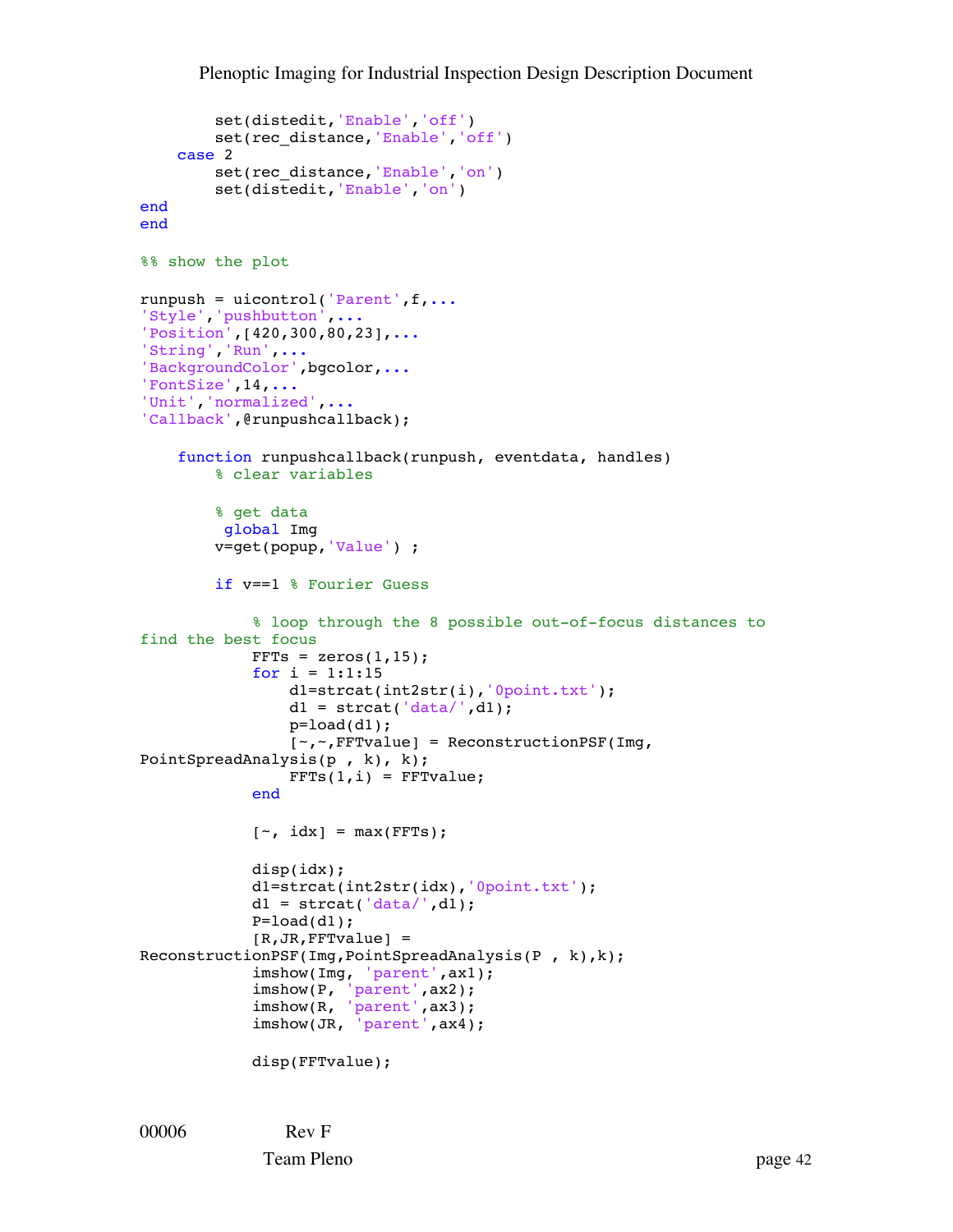```
        set(distedit,'Enable','off')
        set(rec_distance,'Enable','off')
    case 2
        set(rec_distance,'Enable','on')
        set(distedit,'Enable','on')
end
end

%% show the plot

runpush = uicontrol('Parent',f,...
'Style','pushbutton',...
'Position',[420,300,80,23],...
'String','Run',...
'BackgroundColor',bgcolor,...
'FontSize',14,...
'Unit','normalized',...
'Callback',@runpushcallback);

    function runpushcallback(runpush, eventdata, handles)
        % clear variables

        % get data
         global Img
        v=get(popup,'Value') ;

        if v==1 % Fourier Guess

            % loop through the 8 possible out-of-focus distances to
find the best focus
            FFTs = zeros(1,15);
            for i = 1:1:15
                d1=strcat(int2str(i),'0point.txt');
                d1 = strcat('data/',d1);
                p=load(d1);
                [~,~,FFTvalue] = ReconstructionPSF(Img,
PointSpreadAnalysis(p , k), k);
                FFTs(1,i) = FFTvalue;
            end

            [~, idx] = max(FFTs);

            disp(idx);
            d1=strcat(int2str(idx),'0point.txt');
            d1 = strcat('data/',d1);
            P=load(d1);
            [R,JR,FFTvalue] =
ReconstructionPSF(Img,PointSpreadAnalysis(P , k),k);
            imshow(Img, 'parent',ax1);
            imshow(P, 'parent',ax2);
            imshow(R, 'parent',ax3);
            imshow(JR, 'parent',ax4);

            disp(FFTvalue);
```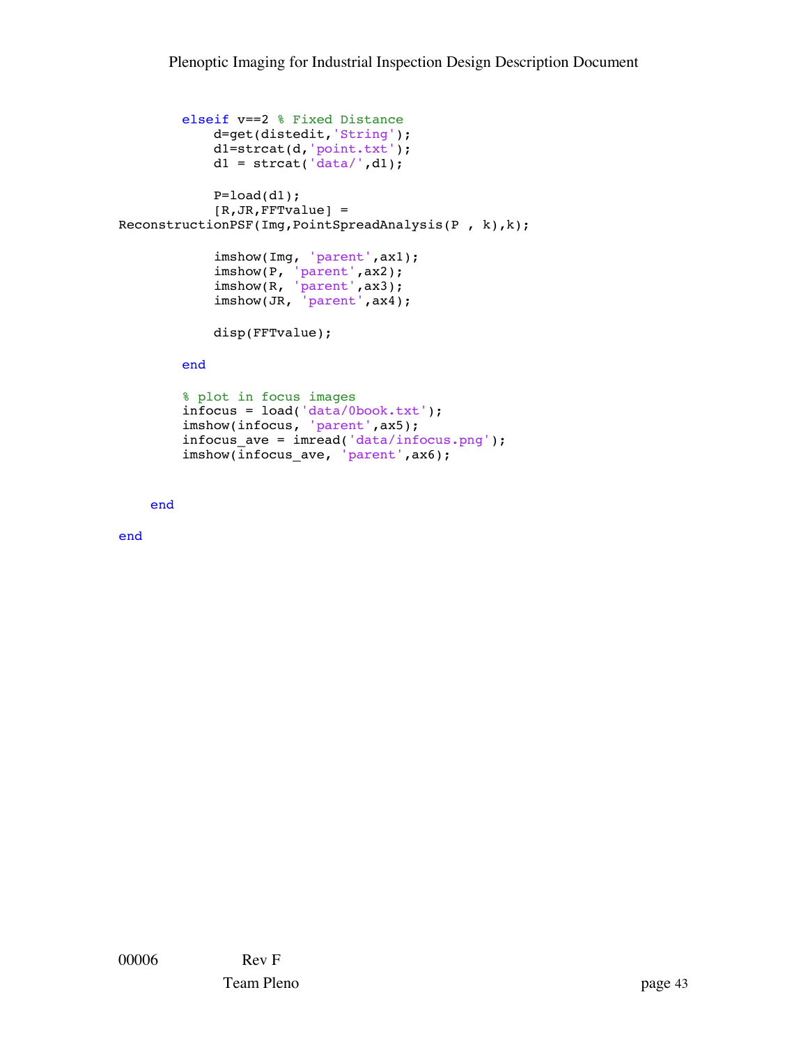```
        elseif v==2 % Fixed Distance
            d=get(distedit,'String');
            d1=strcat(d,'point.txt');
            d1 = strcat('data/',d1);

            P=load(d1);
            [R,JR,FFTvalue] =
ReconstructionPSF(Img,PointSpreadAnalysis(P , k),k);

            imshow(Img, 'parent',ax1);
            imshow(P, 'parent',ax2);
            imshow(R, 'parent',ax3);
            imshow(JR, 'parent',ax4);

            disp(FFTvalue);

        end

        % plot in focus images
        infocus = load('data/0book.txt');
        imshow(infocus, 'parent',ax5);
        infocus_ave = imread('data/infocus.png');
        imshow(infocus_ave, 'parent',ax6);


    end

end
```

00006 Rev F

Team Pleno